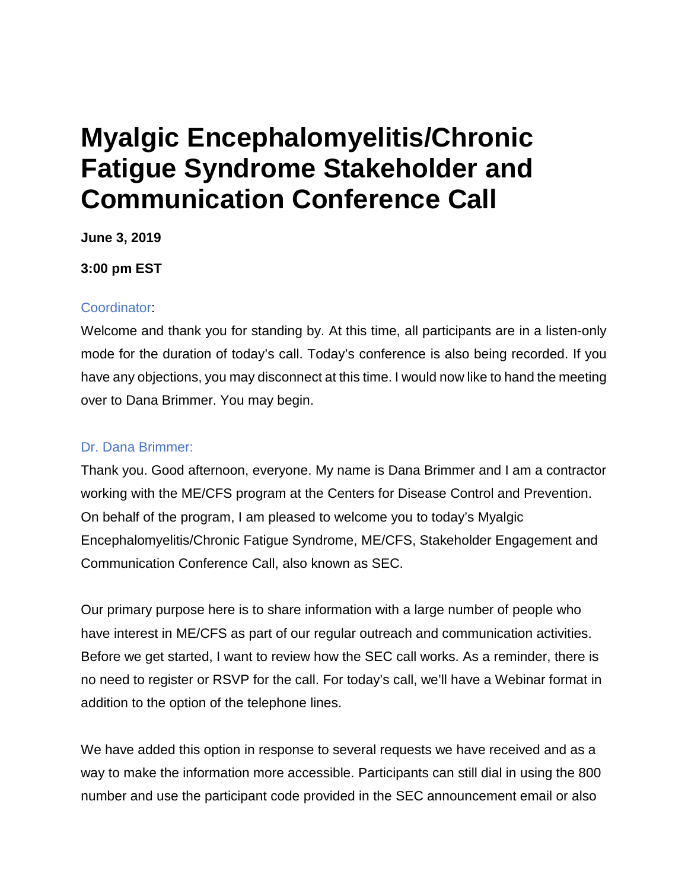# Myalgic Encephalomyelitis/Chronic Fatigue Syndrome Stakeholder and Communication Conference Call

**June 3, 2019**

**3:00 pm EST**

Coordinator:

Welcome and thank you for standing by. At this time, all participants are in a listen-only mode for the duration of today's call. Today's conference is also being recorded. If you have any objections, you may disconnect at this time. I would now like to hand the meeting over to Dana Brimmer. You may begin.

Dr. Dana Brimmer:

Thank you. Good afternoon, everyone. My name is Dana Brimmer and I am a contractor working with the ME/CFS program at the Centers for Disease Control and Prevention. On behalf of the program, I am pleased to welcome you to today's Myalgic Encephalomyelitis/Chronic Fatigue Syndrome, ME/CFS, Stakeholder Engagement and Communication Conference Call, also known as SEC.

Our primary purpose here is to share information with a large number of people who have interest in ME/CFS as part of our regular outreach and communication activities. Before we get started, I want to review how the SEC call works. As a reminder, there is no need to register or RSVP for the call. For today's call, we'll have a Webinar format in addition to the option of the telephone lines.

We have added this option in response to several requests we have received and as a way to make the information more accessible. Participants can still dial in using the 800 number and use the participant code provided in the SEC announcement email or also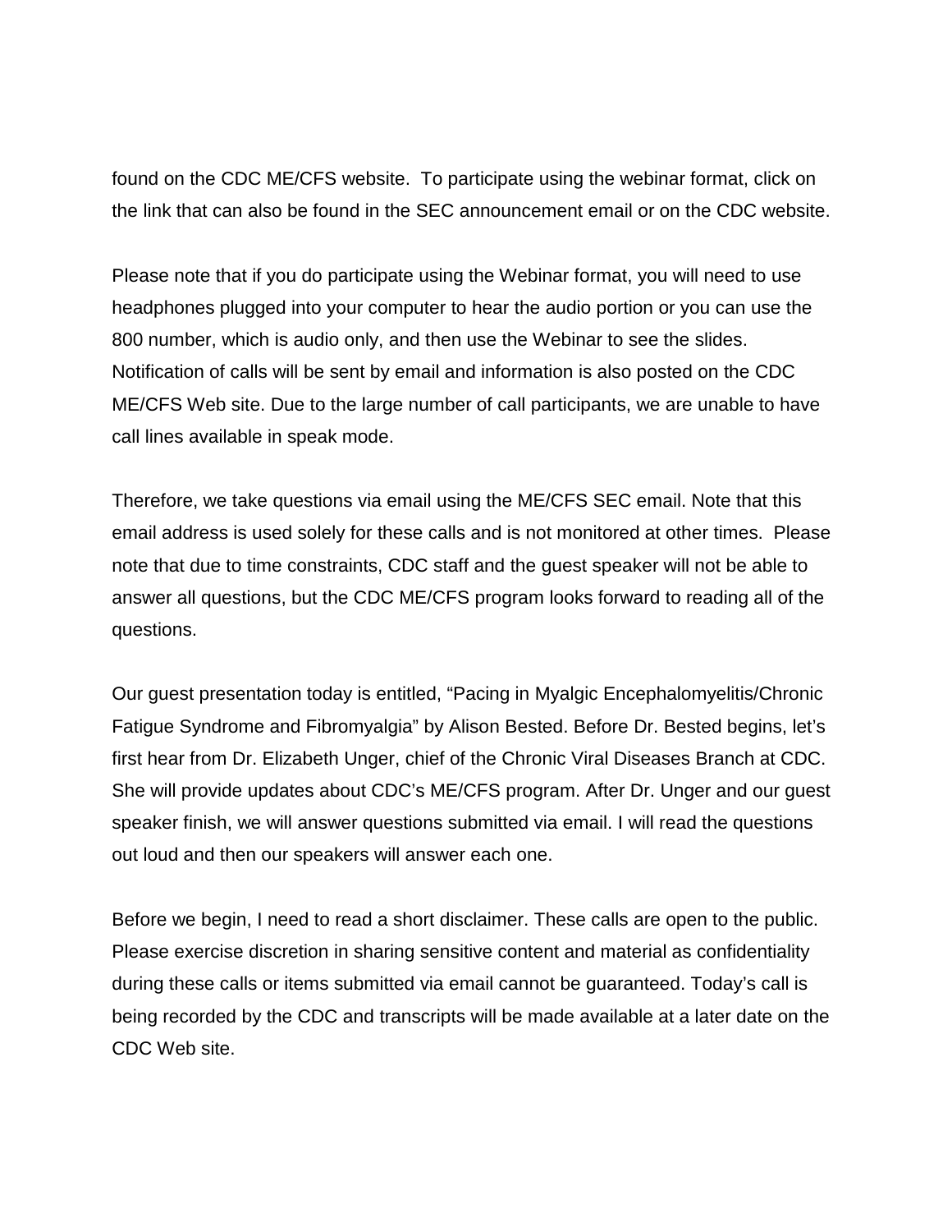found on the CDC ME/CFS website. To participate using the webinar format, click on the link that can also be found in the SEC announcement email or on the CDC website.

Please note that if you do participate using the Webinar format, you will need to use headphones plugged into your computer to hear the audio portion or you can use the 800 number, which is audio only, and then use the Webinar to see the slides. Notification of calls will be sent by email and information is also posted on the CDC ME/CFS Web site. Due to the large number of call participants, we are unable to have call lines available in speak mode.

Therefore, we take questions via email using the ME/CFS SEC email. Note that this email address is used solely for these calls and is not monitored at other times. Please note that due to time constraints, CDC staff and the guest speaker will not be able to answer all questions, but the CDC ME/CFS program looks forward to reading all of the questions.

Our guest presentation today is entitled, "Pacing in Myalgic Encephalomyelitis/Chronic Fatigue Syndrome and Fibromyalgia" by Alison Bested. Before Dr. Bested begins, let's first hear from Dr. Elizabeth Unger, chief of the Chronic Viral Diseases Branch at CDC. She will provide updates about CDC's ME/CFS program. After Dr. Unger and our guest speaker finish, we will answer questions submitted via email. I will read the questions out loud and then our speakers will answer each one.

Before we begin, I need to read a short disclaimer. These calls are open to the public. Please exercise discretion in sharing sensitive content and material as confidentiality during these calls or items submitted via email cannot be guaranteed. Today's call is being recorded by the CDC and transcripts will be made available at a later date on the CDC Web site.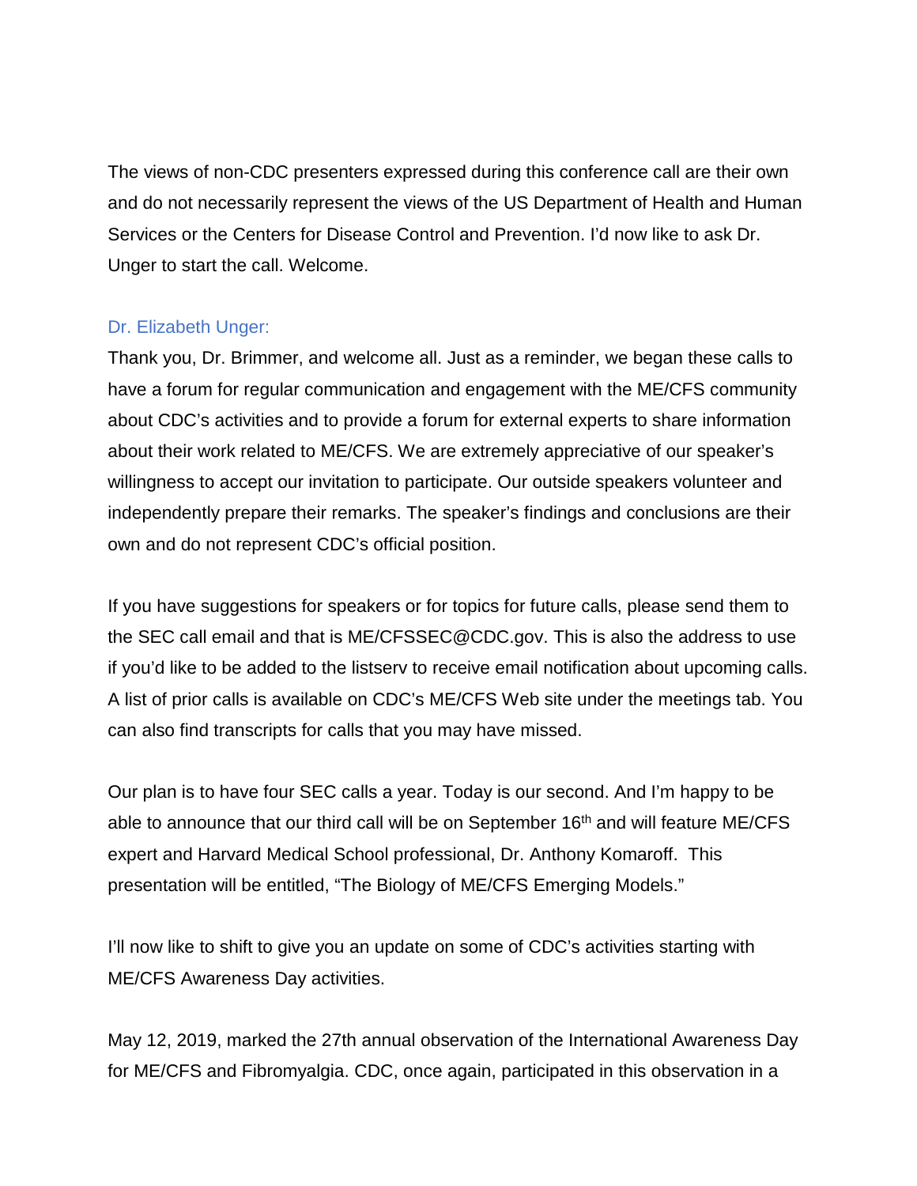The views of non-CDC presenters expressed during this conference call are their own and do not necessarily represent the views of the US Department of Health and Human Services or the Centers for Disease Control and Prevention. I'd now like to ask Dr. Unger to start the call. Welcome.

Dr. Elizabeth Unger:

Thank you, Dr. Brimmer, and welcome all. Just as a reminder, we began these calls to have a forum for regular communication and engagement with the ME/CFS community about CDC's activities and to provide a forum for external experts to share information about their work related to ME/CFS. We are extremely appreciative of our speaker's willingness to accept our invitation to participate. Our outside speakers volunteer and independently prepare their remarks. The speaker's findings and conclusions are their own and do not represent CDC's official position.

If you have suggestions for speakers or for topics for future calls, please send them to the SEC call email and that is ME/CFSSEC@CDC.gov. This is also the address to use if you'd like to be added to the listserv to receive email notification about upcoming calls. A list of prior calls is available on CDC's ME/CFS Web site under the meetings tab. You can also find transcripts for calls that you may have missed.

Our plan is to have four SEC calls a year. Today is our second. And I'm happy to be able to announce that our third call will be on September 16th and will feature ME/CFS expert and Harvard Medical School professional, Dr. Anthony Komaroff. This presentation will be entitled, "The Biology of ME/CFS Emerging Models."

I'll now like to shift to give you an update on some of CDC's activities starting with ME/CFS Awareness Day activities.

May 12, 2019, marked the 27th annual observation of the International Awareness Day for ME/CFS and Fibromyalgia. CDC, once again, participated in this observation in a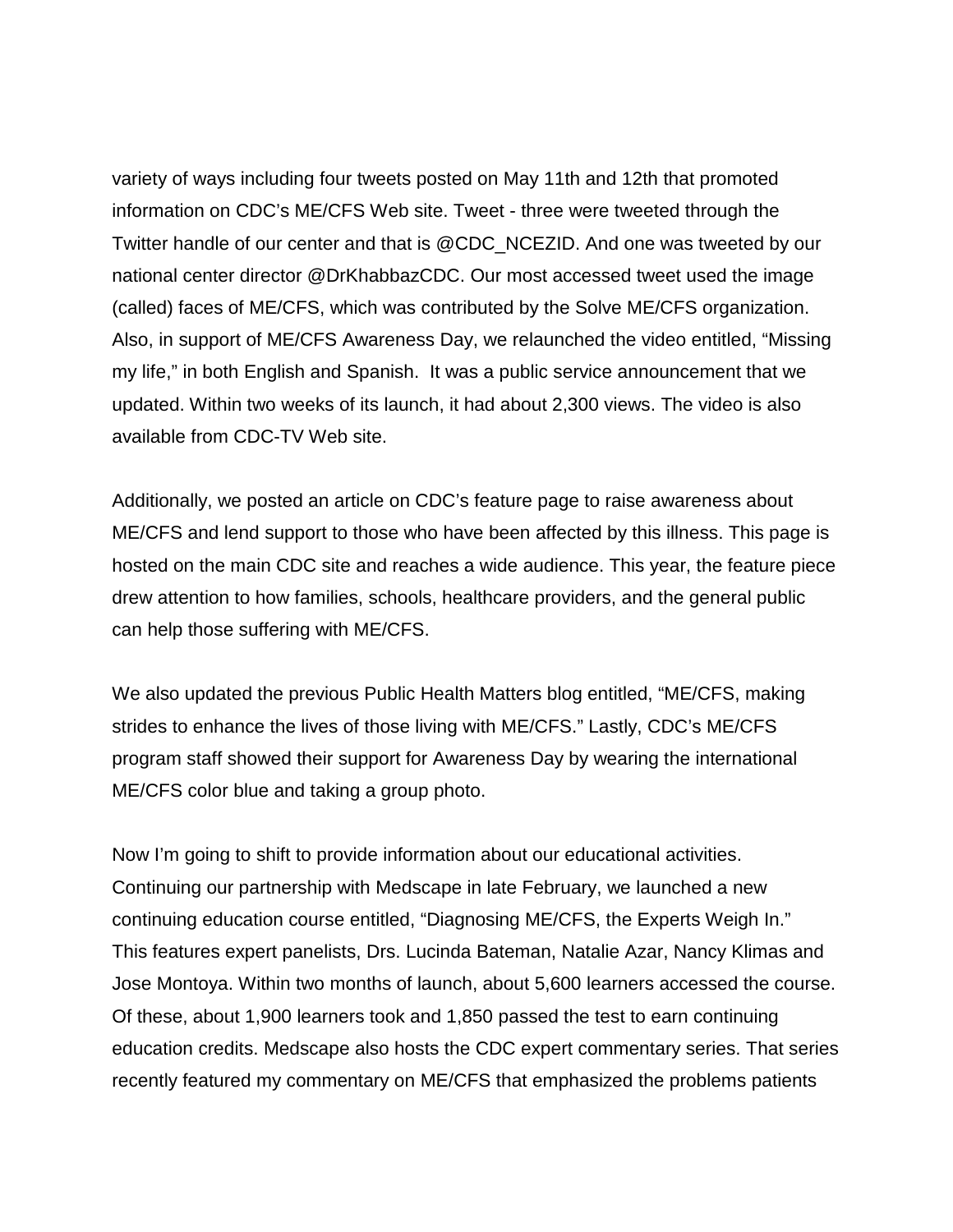variety of ways including four tweets posted on May 11th and 12th that promoted information on CDC's ME/CFS Web site. Tweet - three were tweeted through the Twitter handle of our center and that is @CDC_NCEZID. And one was tweeted by our national center director @DrKhabbazCDC. Our most accessed tweet used the image (called) faces of ME/CFS, which was contributed by the Solve ME/CFS organization. Also, in support of ME/CFS Awareness Day, we relaunched the video entitled, "Missing my life," in both English and Spanish. It was a public service announcement that we updated. Within two weeks of its launch, it had about 2,300 views. The video is also available from CDC-TV Web site.

Additionally, we posted an article on CDC's feature page to raise awareness about ME/CFS and lend support to those who have been affected by this illness. This page is hosted on the main CDC site and reaches a wide audience. This year, the feature piece drew attention to how families, schools, healthcare providers, and the general public can help those suffering with ME/CFS.

We also updated the previous Public Health Matters blog entitled, "ME/CFS, making strides to enhance the lives of those living with ME/CFS." Lastly, CDC's ME/CFS program staff showed their support for Awareness Day by wearing the international ME/CFS color blue and taking a group photo.

Now I'm going to shift to provide information about our educational activities. Continuing our partnership with Medscape in late February, we launched a new continuing education course entitled, "Diagnosing ME/CFS, the Experts Weigh In." This features expert panelists, Drs. Lucinda Bateman, Natalie Azar, Nancy Klimas and Jose Montoya. Within two months of launch, about 5,600 learners accessed the course. Of these, about 1,900 learners took and 1,850 passed the test to earn continuing education credits. Medscape also hosts the CDC expert commentary series. That series recently featured my commentary on ME/CFS that emphasized the problems patients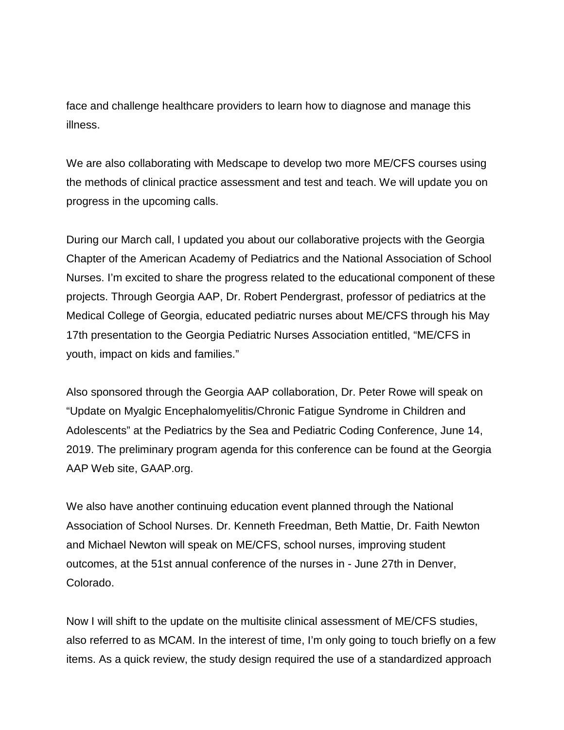face and challenge healthcare providers to learn how to diagnose and manage this illness.

We are also collaborating with Medscape to develop two more ME/CFS courses using the methods of clinical practice assessment and test and teach. We will update you on progress in the upcoming calls.

During our March call, I updated you about our collaborative projects with the Georgia Chapter of the American Academy of Pediatrics and the National Association of School Nurses. I'm excited to share the progress related to the educational component of these projects. Through Georgia AAP, Dr. Robert Pendergrast, professor of pediatrics at the Medical College of Georgia, educated pediatric nurses about ME/CFS through his May 17th presentation to the Georgia Pediatric Nurses Association entitled, "ME/CFS in youth, impact on kids and families."

Also sponsored through the Georgia AAP collaboration, Dr. Peter Rowe will speak on "Update on Myalgic Encephalomyelitis/Chronic Fatigue Syndrome in Children and Adolescents" at the Pediatrics by the Sea and Pediatric Coding Conference, June 14, 2019. The preliminary program agenda for this conference can be found at the Georgia AAP Web site, GAAP.org.

We also have another continuing education event planned through the National Association of School Nurses. Dr. Kenneth Freedman, Beth Mattie, Dr. Faith Newton and Michael Newton will speak on ME/CFS, school nurses, improving student outcomes, at the 51st annual conference of the nurses in - June 27th in Denver, Colorado.

Now I will shift to the update on the multisite clinical assessment of ME/CFS studies, also referred to as MCAM. In the interest of time, I'm only going to touch briefly on a few items. As a quick review, the study design required the use of a standardized approach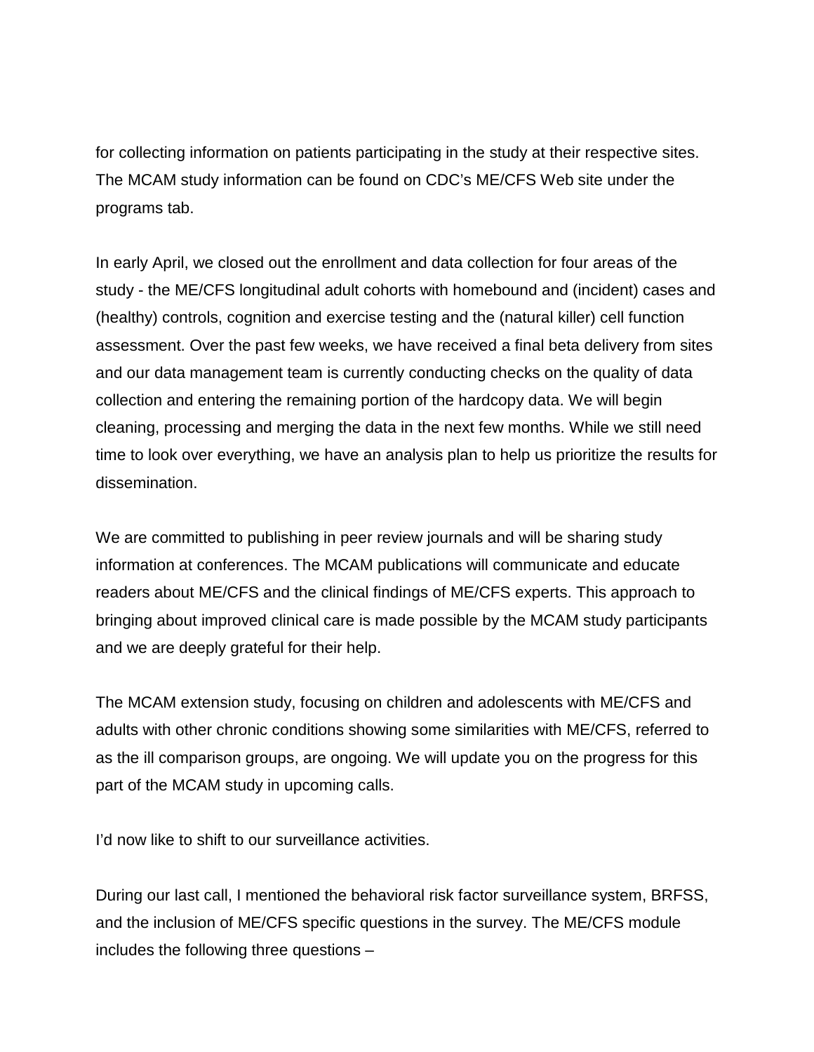for collecting information on patients participating in the study at their respective sites. The MCAM study information can be found on CDC's ME/CFS Web site under the programs tab.

In early April, we closed out the enrollment and data collection for four areas of the study - the ME/CFS longitudinal adult cohorts with homebound and (incident) cases and (healthy) controls, cognition and exercise testing and the (natural killer) cell function assessment. Over the past few weeks, we have received a final beta delivery from sites and our data management team is currently conducting checks on the quality of data collection and entering the remaining portion of the hardcopy data. We will begin cleaning, processing and merging the data in the next few months. While we still need time to look over everything, we have an analysis plan to help us prioritize the results for dissemination.

We are committed to publishing in peer review journals and will be sharing study information at conferences. The MCAM publications will communicate and educate readers about ME/CFS and the clinical findings of ME/CFS experts. This approach to bringing about improved clinical care is made possible by the MCAM study participants and we are deeply grateful for their help.

The MCAM extension study, focusing on children and adolescents with ME/CFS and adults with other chronic conditions showing some similarities with ME/CFS, referred to as the ill comparison groups, are ongoing. We will update you on the progress for this part of the MCAM study in upcoming calls.

I'd now like to shift to our surveillance activities.

During our last call, I mentioned the behavioral risk factor surveillance system, BRFSS, and the inclusion of ME/CFS specific questions in the survey. The ME/CFS module includes the following three questions –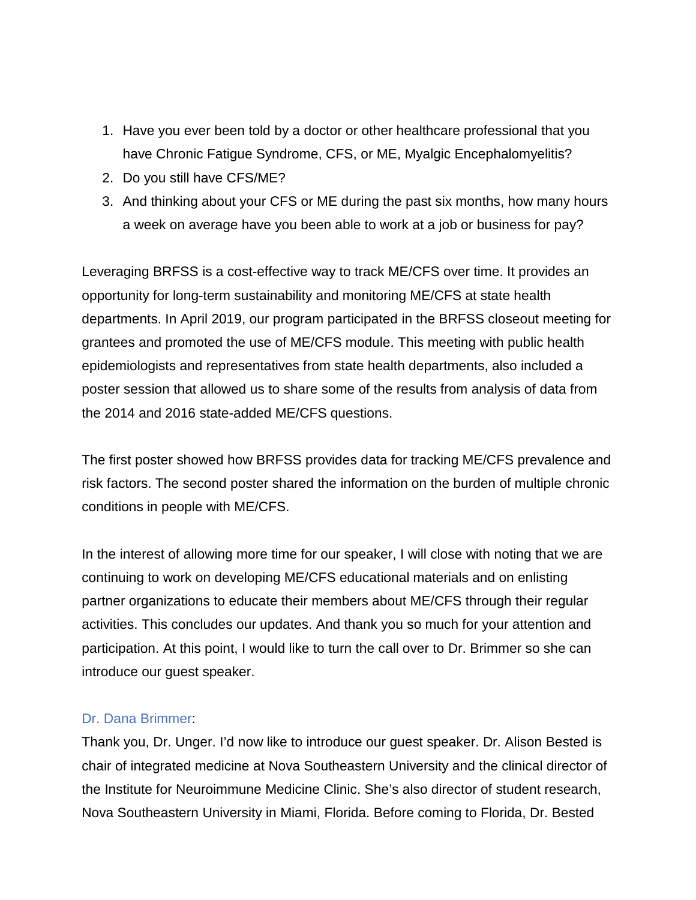1. Have you ever been told by a doctor or other healthcare professional that you have Chronic Fatigue Syndrome, CFS, or ME, Myalgic Encephalomyelitis?
2. Do you still have CFS/ME?
3. And thinking about your CFS or ME during the past six months, how many hours a week on average have you been able to work at a job or business for pay?

Leveraging BRFSS is a cost-effective way to track ME/CFS over time. It provides an opportunity for long-term sustainability and monitoring ME/CFS at state health departments. In April 2019, our program participated in the BRFSS closeout meeting for grantees and promoted the use of ME/CFS module. This meeting with public health epidemiologists and representatives from state health departments, also included a poster session that allowed us to share some of the results from analysis of data from the 2014 and 2016 state-added ME/CFS questions.

The first poster showed how BRFSS provides data for tracking ME/CFS prevalence and risk factors. The second poster shared the information on the burden of multiple chronic conditions in people with ME/CFS.

In the interest of allowing more time for our speaker, I will close with noting that we are continuing to work on developing ME/CFS educational materials and on enlisting partner organizations to educate their members about ME/CFS through their regular activities. This concludes our updates. And thank you so much for your attention and participation. At this point, I would like to turn the call over to Dr. Brimmer so she can introduce our guest speaker.

Dr. Dana Brimmer:
Thank you, Dr. Unger. I'd now like to introduce our guest speaker. Dr. Alison Bested is chair of integrated medicine at Nova Southeastern University and the clinical director of the Institute for Neuroimmune Medicine Clinic. She's also director of student research, Nova Southeastern University in Miami, Florida. Before coming to Florida, Dr. Bested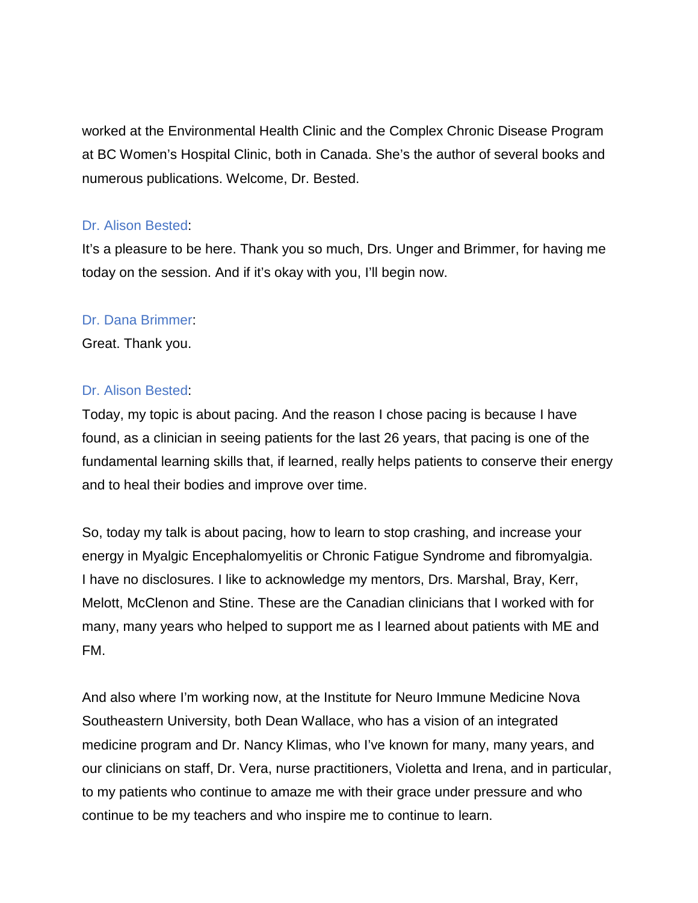worked at the Environmental Health Clinic and the Complex Chronic Disease Program at BC Women's Hospital Clinic, both in Canada. She's the author of several books and numerous publications. Welcome, Dr. Bested.

Dr. Alison Bested:
It's a pleasure to be here. Thank you so much, Drs. Unger and Brimmer, for having me today on the session. And if it's okay with you, I'll begin now.

Dr. Dana Brimmer:
Great. Thank you.

Dr. Alison Bested:
Today, my topic is about pacing. And the reason I chose pacing is because I have found, as a clinician in seeing patients for the last 26 years, that pacing is one of the fundamental learning skills that, if learned, really helps patients to conserve their energy and to heal their bodies and improve over time.

So, today my talk is about pacing, how to learn to stop crashing, and increase your energy in Myalgic Encephalomyelitis or Chronic Fatigue Syndrome and fibromyalgia. I have no disclosures. I like to acknowledge my mentors, Drs. Marshal, Bray, Kerr, Melott, McClenon and Stine. These are the Canadian clinicians that I worked with for many, many years who helped to support me as I learned about patients with ME and FM.

And also where I'm working now, at the Institute for Neuro Immune Medicine Nova Southeastern University, both Dean Wallace, who has a vision of an integrated medicine program and Dr. Nancy Klimas, who I've known for many, many years, and our clinicians on staff, Dr. Vera, nurse practitioners, Violetta and Irena, and in particular, to my patients who continue to amaze me with their grace under pressure and who continue to be my teachers and who inspire me to continue to learn.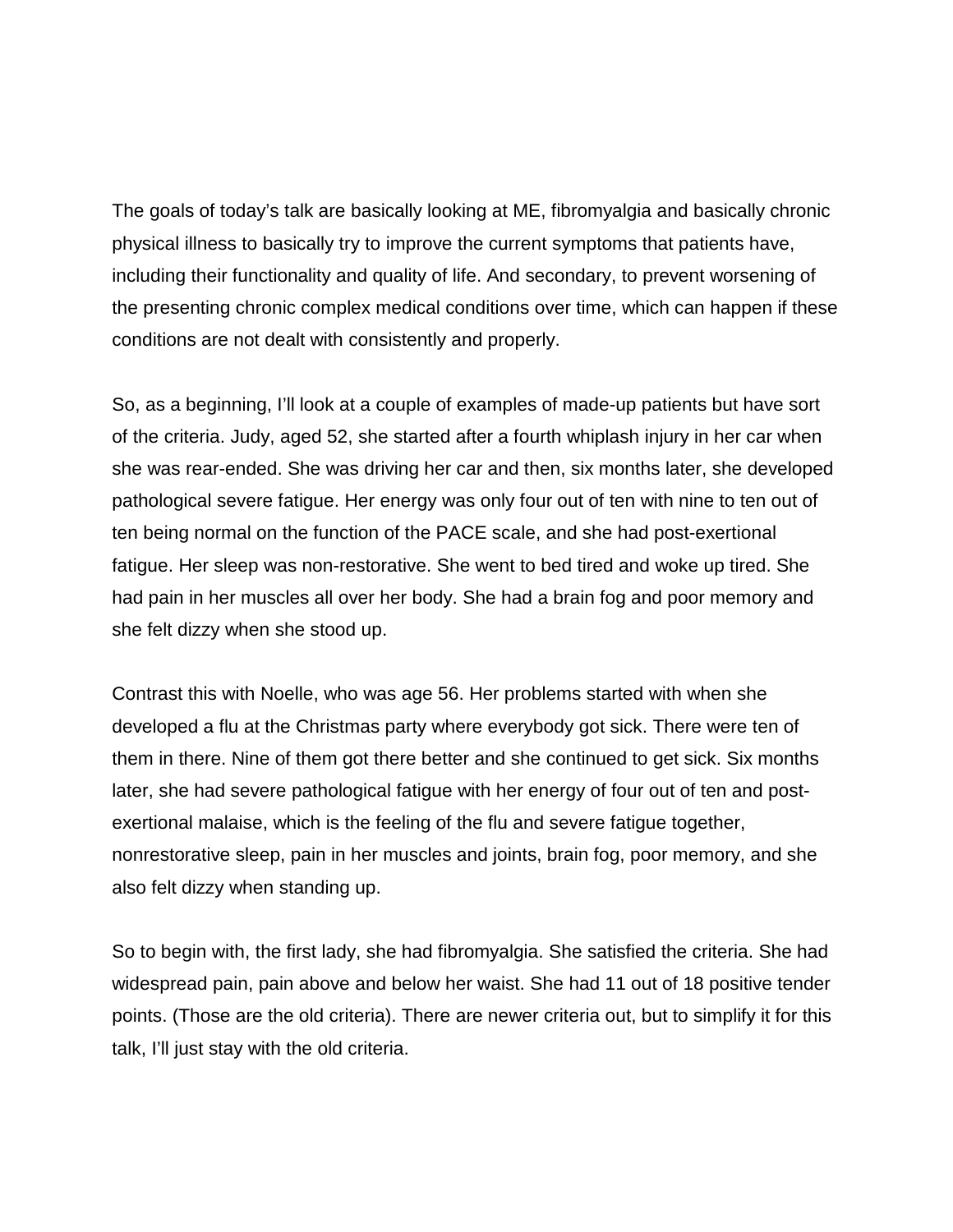The goals of today's talk are basically looking at ME, fibromyalgia and basically chronic physical illness to basically try to improve the current symptoms that patients have, including their functionality and quality of life. And secondary, to prevent worsening of the presenting chronic complex medical conditions over time, which can happen if these conditions are not dealt with consistently and properly.

So, as a beginning, I'll look at a couple of examples of made-up patients but have sort of the criteria. Judy, aged 52, she started after a fourth whiplash injury in her car when she was rear-ended. She was driving her car and then, six months later, she developed pathological severe fatigue. Her energy was only four out of ten with nine to ten out of ten being normal on the function of the PACE scale, and she had post-exertional fatigue. Her sleep was non-restorative. She went to bed tired and woke up tired. She had pain in her muscles all over her body. She had a brain fog and poor memory and she felt dizzy when she stood up.

Contrast this with Noelle, who was age 56. Her problems started with when she developed a flu at the Christmas party where everybody got sick. There were ten of them in there. Nine of them got there better and she continued to get sick. Six months later, she had severe pathological fatigue with her energy of four out of ten and post-exertional malaise, which is the feeling of the flu and severe fatigue together, nonrestorative sleep, pain in her muscles and joints, brain fog, poor memory, and she also felt dizzy when standing up.

So to begin with, the first lady, she had fibromyalgia. She satisfied the criteria. She had widespread pain, pain above and below her waist. She had 11 out of 18 positive tender points. (Those are the old criteria). There are newer criteria out, but to simplify it for this talk, I'll just stay with the old criteria.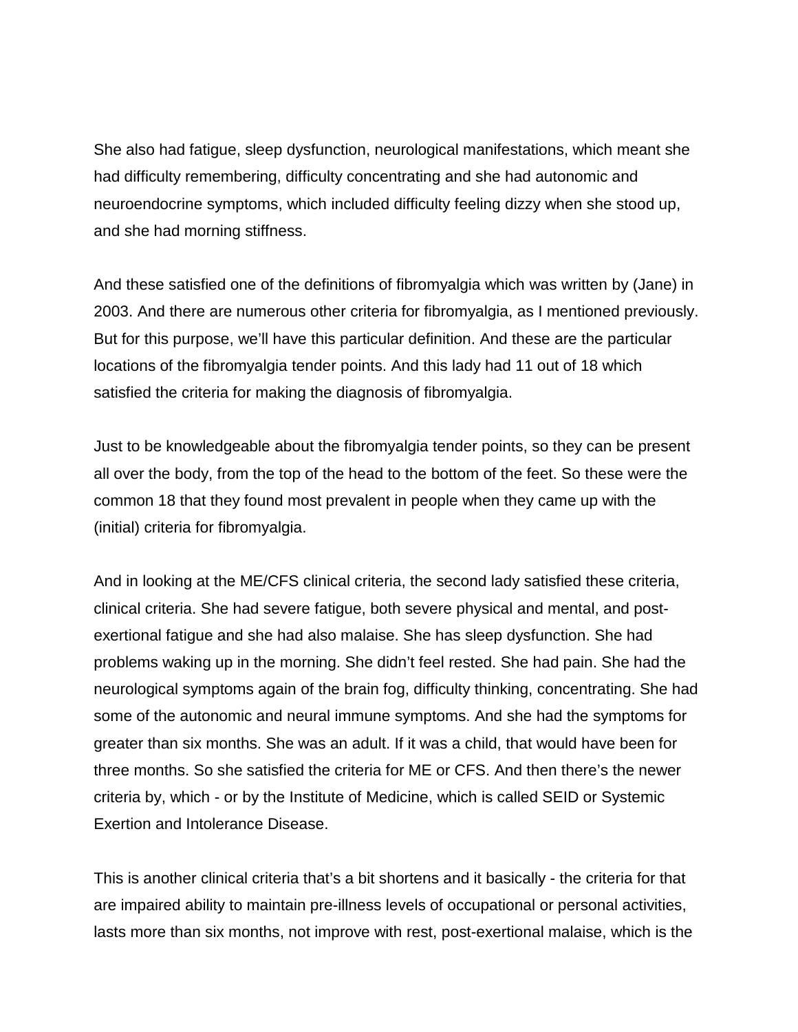She also had fatigue, sleep dysfunction, neurological manifestations, which meant she had difficulty remembering, difficulty concentrating and she had autonomic and neuroendocrine symptoms, which included difficulty feeling dizzy when she stood up, and she had morning stiffness.

And these satisfied one of the definitions of fibromyalgia which was written by (Jane) in 2003. And there are numerous other criteria for fibromyalgia, as I mentioned previously. But for this purpose, we'll have this particular definition. And these are the particular locations of the fibromyalgia tender points. And this lady had 11 out of 18 which satisfied the criteria for making the diagnosis of fibromyalgia.

Just to be knowledgeable about the fibromyalgia tender points, so they can be present all over the body, from the top of the head to the bottom of the feet. So these were the common 18 that they found most prevalent in people when they came up with the (initial) criteria for fibromyalgia.

And in looking at the ME/CFS clinical criteria, the second lady satisfied these criteria, clinical criteria. She had severe fatigue, both severe physical and mental, and post-exertional fatigue and she had also malaise. She has sleep dysfunction. She had problems waking up in the morning. She didn't feel rested. She had pain. She had the neurological symptoms again of the brain fog, difficulty thinking, concentrating. She had some of the autonomic and neural immune symptoms. And she had the symptoms for greater than six months. She was an adult. If it was a child, that would have been for three months. So she satisfied the criteria for ME or CFS. And then there's the newer criteria by, which - or by the Institute of Medicine, which is called SEID or Systemic Exertion and Intolerance Disease.

This is another clinical criteria that's a bit shortens and it basically - the criteria for that are impaired ability to maintain pre-illness levels of occupational or personal activities, lasts more than six months, not improve with rest, post-exertional malaise, which is the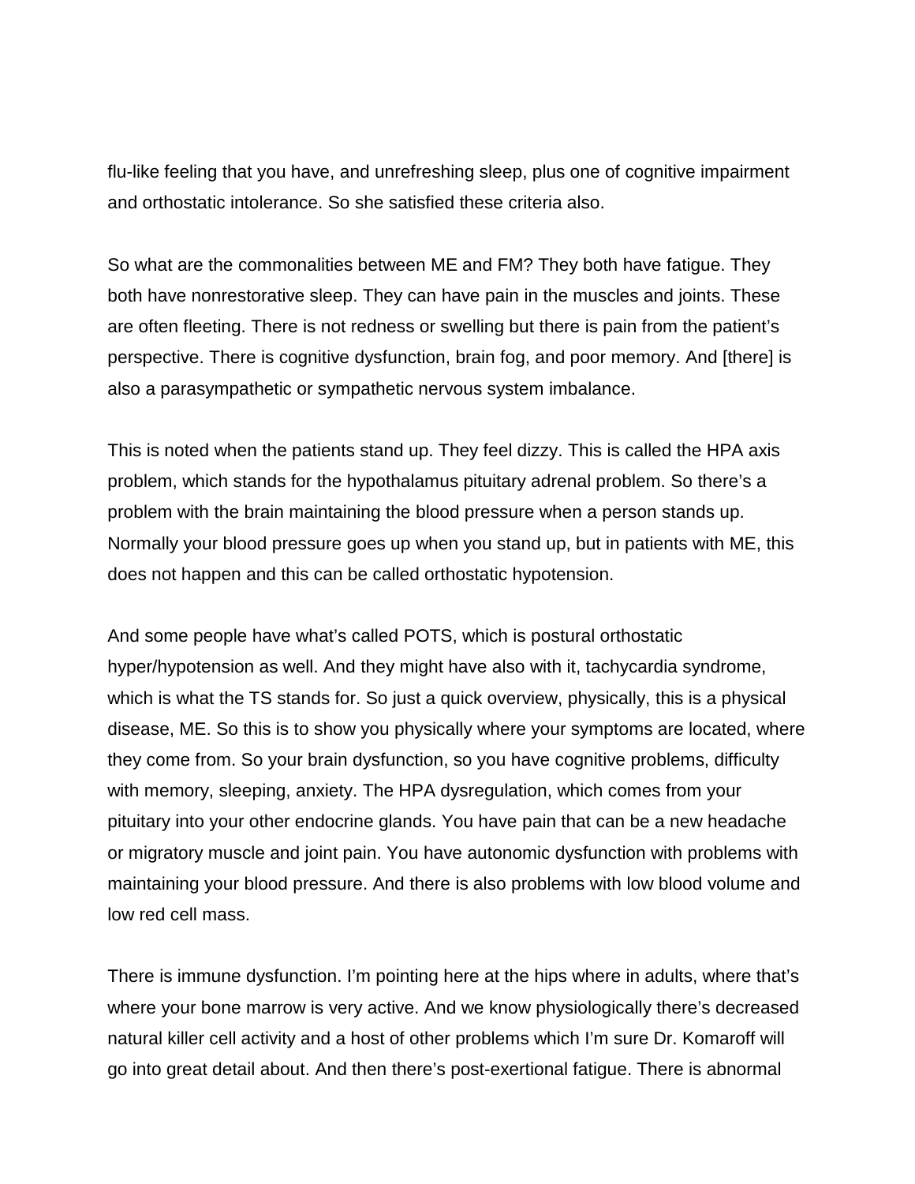flu-like feeling that you have, and unrefreshing sleep, plus one of cognitive impairment and orthostatic intolerance. So she satisfied these criteria also.

So what are the commonalities between ME and FM? They both have fatigue. They both have nonrestorative sleep. They can have pain in the muscles and joints. These are often fleeting. There is not redness or swelling but there is pain from the patient's perspective. There is cognitive dysfunction, brain fog, and poor memory. And [there] is also a parasympathetic or sympathetic nervous system imbalance.

This is noted when the patients stand up. They feel dizzy. This is called the HPA axis problem, which stands for the hypothalamus pituitary adrenal problem. So there's a problem with the brain maintaining the blood pressure when a person stands up. Normally your blood pressure goes up when you stand up, but in patients with ME, this does not happen and this can be called orthostatic hypotension.

And some people have what's called POTS, which is postural orthostatic hyper/hypotension as well. And they might have also with it, tachycardia syndrome, which is what the TS stands for. So just a quick overview, physically, this is a physical disease, ME. So this is to show you physically where your symptoms are located, where they come from. So your brain dysfunction, so you have cognitive problems, difficulty with memory, sleeping, anxiety. The HPA dysregulation, which comes from your pituitary into your other endocrine glands. You have pain that can be a new headache or migratory muscle and joint pain. You have autonomic dysfunction with problems with maintaining your blood pressure. And there is also problems with low blood volume and low red cell mass.

There is immune dysfunction. I'm pointing here at the hips where in adults, where that's where your bone marrow is very active. And we know physiologically there's decreased natural killer cell activity and a host of other problems which I'm sure Dr. Komaroff will go into great detail about. And then there's post-exertional fatigue. There is abnormal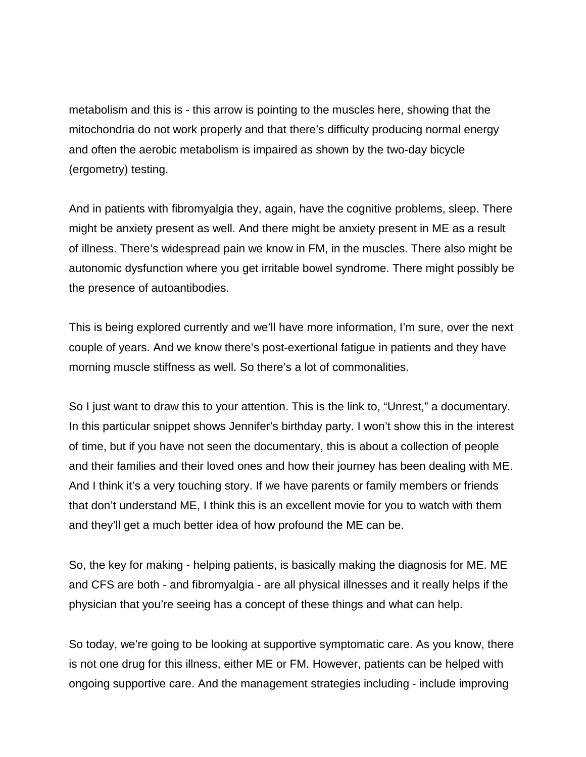metabolism and this is - this arrow is pointing to the muscles here, showing that the mitochondria do not work properly and that there's difficulty producing normal energy and often the aerobic metabolism is impaired as shown by the two-day bicycle (ergometry) testing.

And in patients with fibromyalgia they, again, have the cognitive problems, sleep. There might be anxiety present as well. And there might be anxiety present in ME as a result of illness. There's widespread pain we know in FM, in the muscles. There also might be autonomic dysfunction where you get irritable bowel syndrome. There might possibly be the presence of autoantibodies.

This is being explored currently and we'll have more information, I'm sure, over the next couple of years. And we know there's post-exertional fatigue in patients and they have morning muscle stiffness as well. So there's a lot of commonalities.

So I just want to draw this to your attention. This is the link to, "Unrest," a documentary. In this particular snippet shows Jennifer's birthday party. I won't show this in the interest of time, but if you have not seen the documentary, this is about a collection of people and their families and their loved ones and how their journey has been dealing with ME. And I think it's a very touching story. If we have parents or family members or friends that don't understand ME, I think this is an excellent movie for you to watch with them and they'll get a much better idea of how profound the ME can be.

So, the key for making - helping patients, is basically making the diagnosis for ME. ME and CFS are both - and fibromyalgia - are all physical illnesses and it really helps if the physician that you're seeing has a concept of these things and what can help.

So today, we're going to be looking at supportive symptomatic care. As you know, there is not one drug for this illness, either ME or FM. However, patients can be helped with ongoing supportive care. And the management strategies including - include improving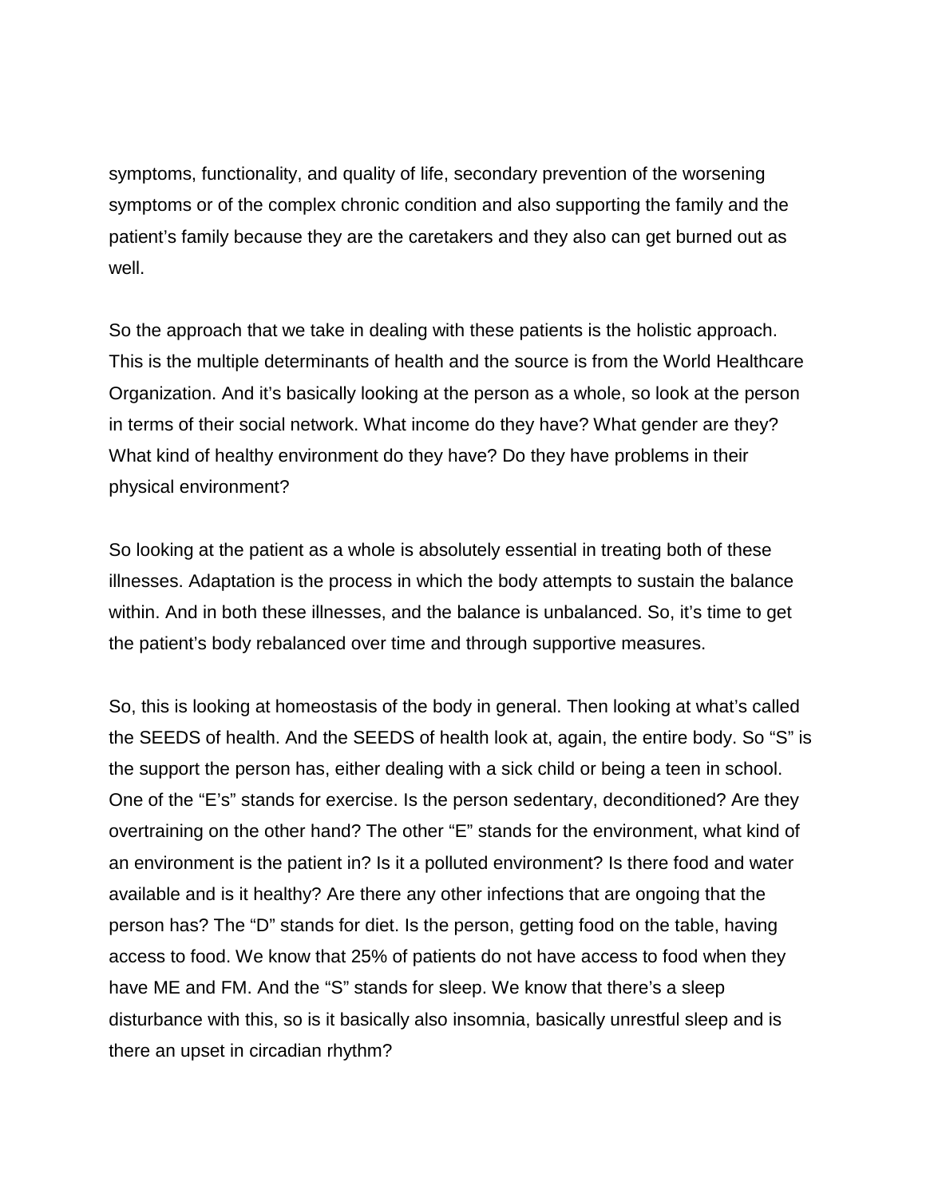symptoms, functionality, and quality of life, secondary prevention of the worsening symptoms or of the complex chronic condition and also supporting the family and the patient's family because they are the caretakers and they also can get burned out as well.

So the approach that we take in dealing with these patients is the holistic approach. This is the multiple determinants of health and the source is from the World Healthcare Organization. And it's basically looking at the person as a whole, so look at the person in terms of their social network. What income do they have? What gender are they? What kind of healthy environment do they have? Do they have problems in their physical environment?

So looking at the patient as a whole is absolutely essential in treating both of these illnesses. Adaptation is the process in which the body attempts to sustain the balance within. And in both these illnesses, and the balance is unbalanced. So, it's time to get the patient's body rebalanced over time and through supportive measures.

So, this is looking at homeostasis of the body in general. Then looking at what's called the SEEDS of health. And the SEEDS of health look at, again, the entire body. So "S" is the support the person has, either dealing with a sick child or being a teen in school. One of the "E's" stands for exercise. Is the person sedentary, deconditioned? Are they overtraining on the other hand? The other "E" stands for the environment, what kind of an environment is the patient in? Is it a polluted environment? Is there food and water available and is it healthy? Are there any other infections that are ongoing that the person has? The "D" stands for diet. Is the person, getting food on the table, having access to food. We know that 25% of patients do not have access to food when they have ME and FM. And the "S" stands for sleep. We know that there's a sleep disturbance with this, so is it basically also insomnia, basically unrestful sleep and is there an upset in circadian rhythm?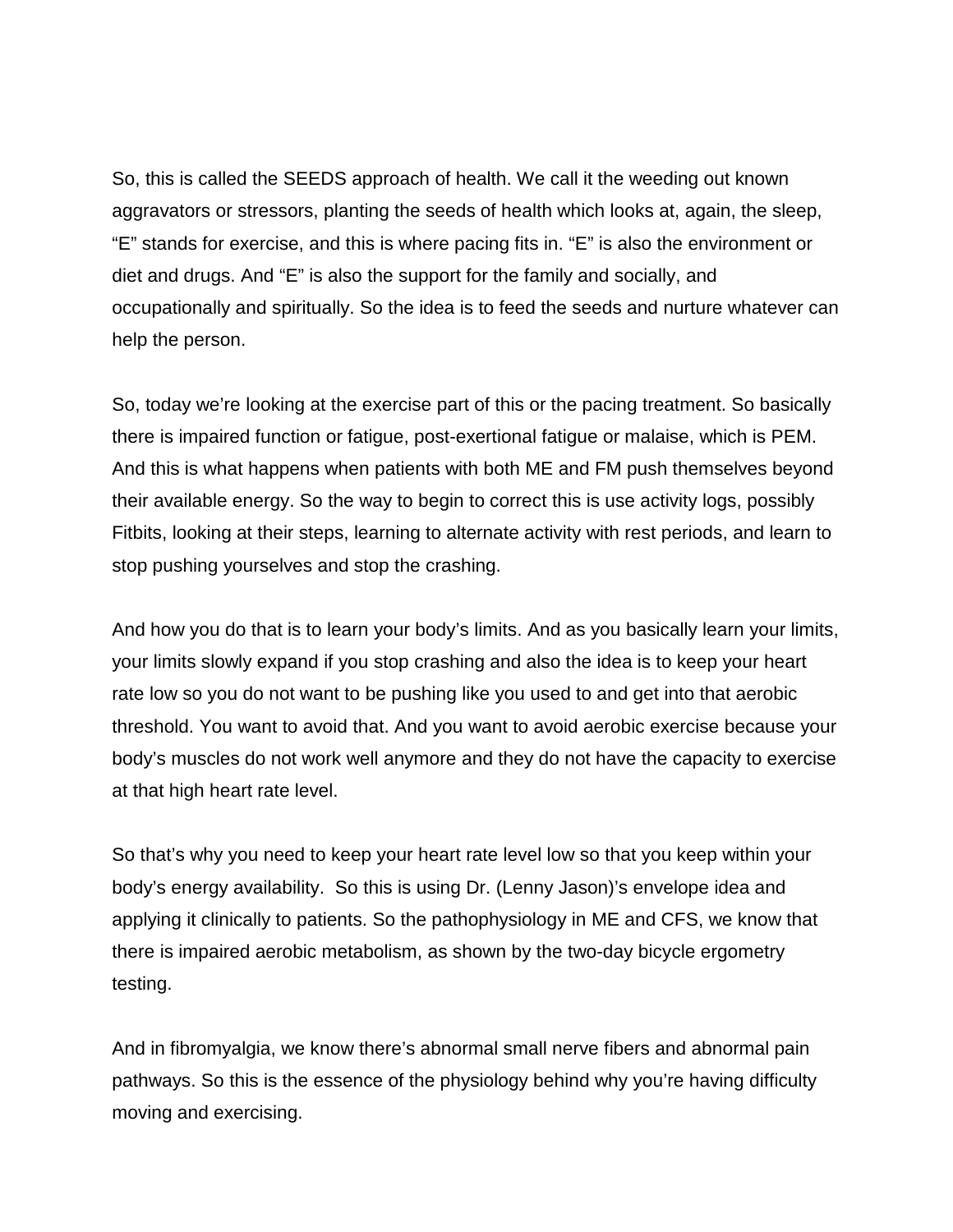So, this is called the SEEDS approach of health. We call it the weeding out known aggravators or stressors, planting the seeds of health which looks at, again, the sleep, "E" stands for exercise, and this is where pacing fits in. "E" is also the environment or diet and drugs. And "E" is also the support for the family and socially, and occupationally and spiritually. So the idea is to feed the seeds and nurture whatever can help the person.

So, today we're looking at the exercise part of this or the pacing treatment. So basically there is impaired function or fatigue, post-exertional fatigue or malaise, which is PEM. And this is what happens when patients with both ME and FM push themselves beyond their available energy. So the way to begin to correct this is use activity logs, possibly Fitbits, looking at their steps, learning to alternate activity with rest periods, and learn to stop pushing yourselves and stop the crashing.

And how you do that is to learn your body's limits. And as you basically learn your limits, your limits slowly expand if you stop crashing and also the idea is to keep your heart rate low so you do not want to be pushing like you used to and get into that aerobic threshold. You want to avoid that. And you want to avoid aerobic exercise because your body's muscles do not work well anymore and they do not have the capacity to exercise at that high heart rate level.

So that's why you need to keep your heart rate level low so that you keep within your body's energy availability. So this is using Dr. (Lenny Jason)'s envelope idea and applying it clinically to patients. So the pathophysiology in ME and CFS, we know that there is impaired aerobic metabolism, as shown by the two-day bicycle ergometry testing.

And in fibromyalgia, we know there's abnormal small nerve fibers and abnormal pain pathways. So this is the essence of the physiology behind why you're having difficulty moving and exercising.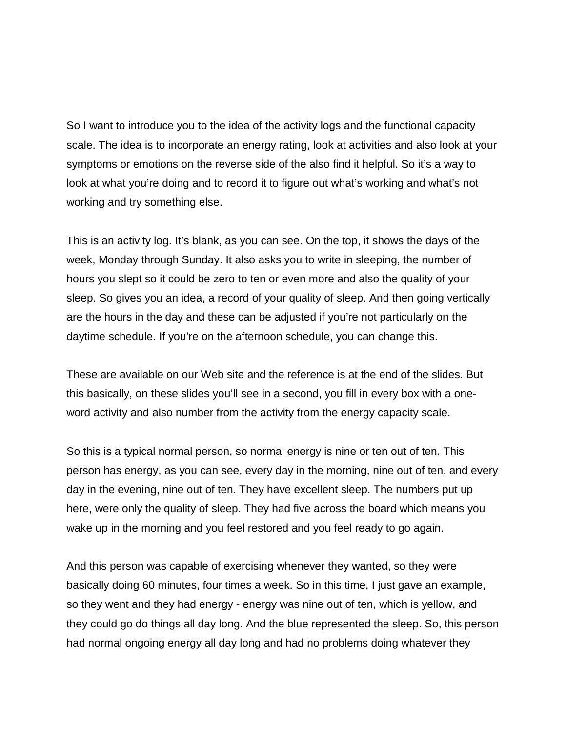So I want to introduce you to the idea of the activity logs and the functional capacity scale. The idea is to incorporate an energy rating, look at activities and also look at your symptoms or emotions on the reverse side of the also find it helpful. So it's a way to look at what you're doing and to record it to figure out what's working and what's not working and try something else.

This is an activity log. It's blank, as you can see. On the top, it shows the days of the week, Monday through Sunday. It also asks you to write in sleeping, the number of hours you slept so it could be zero to ten or even more and also the quality of your sleep. So gives you an idea, a record of your quality of sleep. And then going vertically are the hours in the day and these can be adjusted if you're not particularly on the daytime schedule. If you're on the afternoon schedule, you can change this.

These are available on our Web site and the reference is at the end of the slides. But this basically, on these slides you'll see in a second, you fill in every box with a one-word activity and also number from the activity from the energy capacity scale.

So this is a typical normal person, so normal energy is nine or ten out of ten. This person has energy, as you can see, every day in the morning, nine out of ten, and every day in the evening, nine out of ten. They have excellent sleep. The numbers put up here, were only the quality of sleep. They had five across the board which means you wake up in the morning and you feel restored and you feel ready to go again.

And this person was capable of exercising whenever they wanted, so they were basically doing 60 minutes, four times a week. So in this time, I just gave an example, so they went and they had energy - energy was nine out of ten, which is yellow, and they could go do things all day long. And the blue represented the sleep. So, this person had normal ongoing energy all day long and had no problems doing whatever they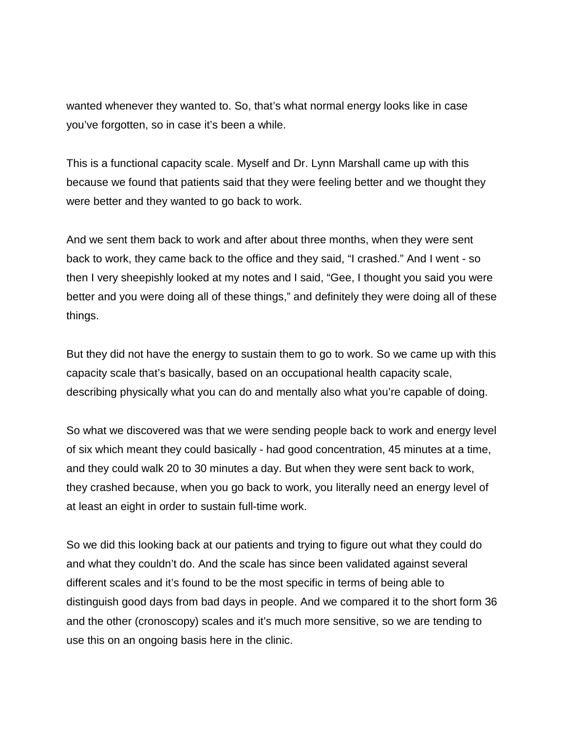wanted whenever they wanted to. So, that's what normal energy looks like in case you've forgotten, so in case it's been a while.

This is a functional capacity scale. Myself and Dr. Lynn Marshall came up with this because we found that patients said that they were feeling better and we thought they were better and they wanted to go back to work.

And we sent them back to work and after about three months, when they were sent back to work, they came back to the office and they said, "I crashed." And I went - so then I very sheepishly looked at my notes and I said, "Gee, I thought you said you were better and you were doing all of these things," and definitely they were doing all of these things.

But they did not have the energy to sustain them to go to work. So we came up with this capacity scale that's basically, based on an occupational health capacity scale, describing physically what you can do and mentally also what you're capable of doing.

So what we discovered was that we were sending people back to work and energy level of six which meant they could basically - had good concentration, 45 minutes at a time, and they could walk 20 to 30 minutes a day. But when they were sent back to work, they crashed because, when you go back to work, you literally need an energy level of at least an eight in order to sustain full-time work.

So we did this looking back at our patients and trying to figure out what they could do and what they couldn't do. And the scale has since been validated against several different scales and it's found to be the most specific in terms of being able to distinguish good days from bad days in people. And we compared it to the short form 36 and the other (cronoscopy) scales and it's much more sensitive, so we are tending to use this on an ongoing basis here in the clinic.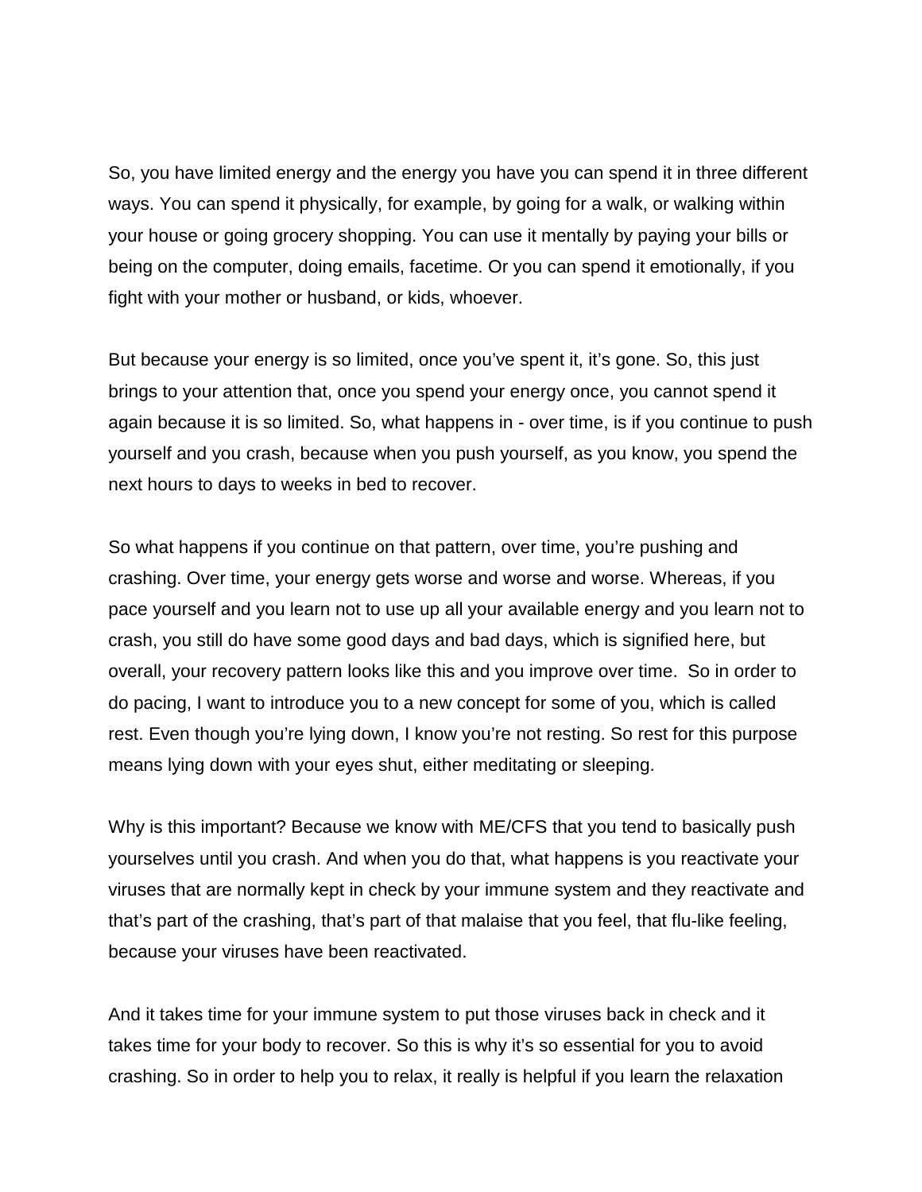So, you have limited energy and the energy you have you can spend it in three different ways. You can spend it physically, for example, by going for a walk, or walking within your house or going grocery shopping. You can use it mentally by paying your bills or being on the computer, doing emails, facetime. Or you can spend it emotionally, if you fight with your mother or husband, or kids, whoever.

But because your energy is so limited, once you've spent it, it's gone. So, this just brings to your attention that, once you spend your energy once, you cannot spend it again because it is so limited. So, what happens in - over time, is if you continue to push yourself and you crash, because when you push yourself, as you know, you spend the next hours to days to weeks in bed to recover.

So what happens if you continue on that pattern, over time, you're pushing and crashing. Over time, your energy gets worse and worse and worse. Whereas, if you pace yourself and you learn not to use up all your available energy and you learn not to crash, you still do have some good days and bad days, which is signified here, but overall, your recovery pattern looks like this and you improve over time. So in order to do pacing, I want to introduce you to a new concept for some of you, which is called rest. Even though you're lying down, I know you're not resting. So rest for this purpose means lying down with your eyes shut, either meditating or sleeping.

Why is this important? Because we know with ME/CFS that you tend to basically push yourselves until you crash. And when you do that, what happens is you reactivate your viruses that are normally kept in check by your immune system and they reactivate and that's part of the crashing, that's part of that malaise that you feel, that flu-like feeling, because your viruses have been reactivated.

And it takes time for your immune system to put those viruses back in check and it takes time for your body to recover. So this is why it's so essential for you to avoid crashing. So in order to help you to relax, it really is helpful if you learn the relaxation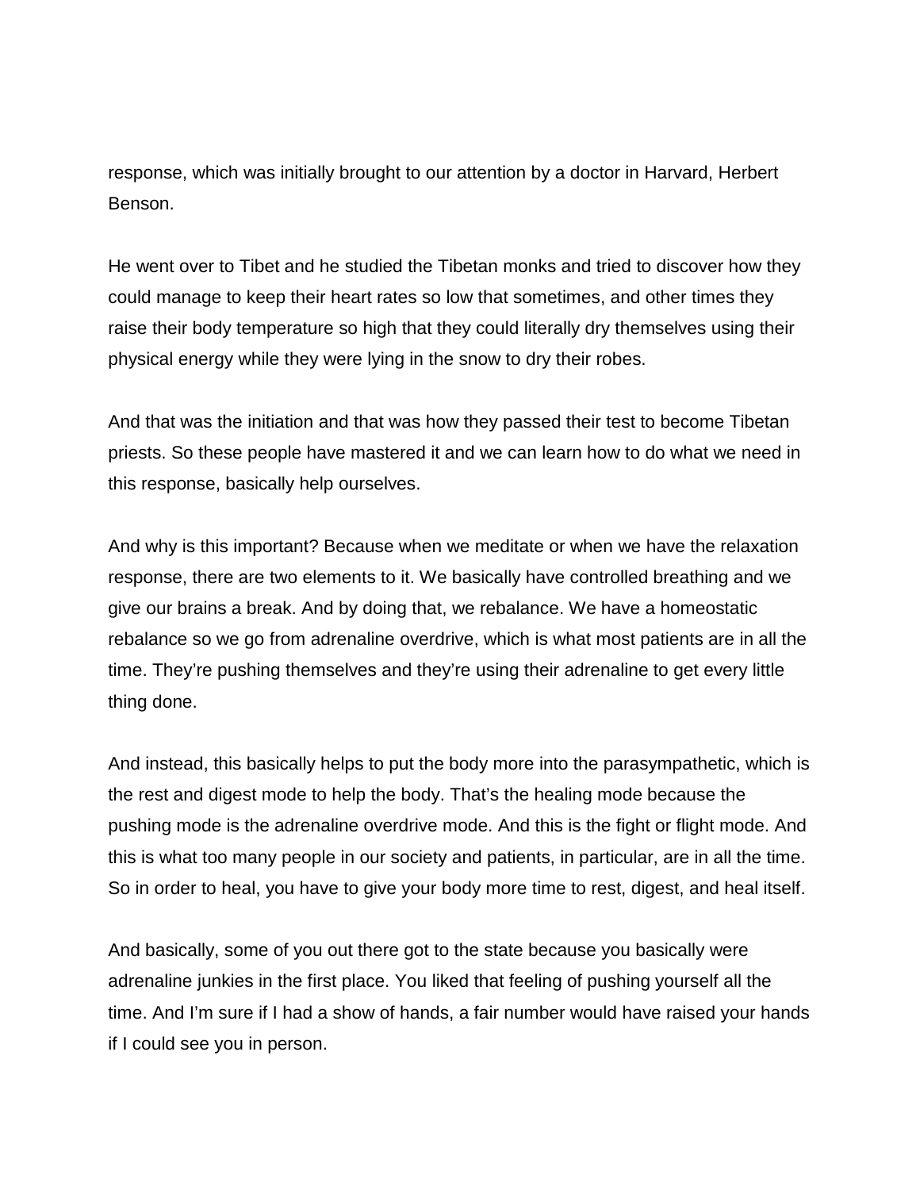response, which was initially brought to our attention by a doctor in Harvard, Herbert Benson.

He went over to Tibet and he studied the Tibetan monks and tried to discover how they could manage to keep their heart rates so low that sometimes, and other times they raise their body temperature so high that they could literally dry themselves using their physical energy while they were lying in the snow to dry their robes.

And that was the initiation and that was how they passed their test to become Tibetan priests. So these people have mastered it and we can learn how to do what we need in this response, basically help ourselves.

And why is this important? Because when we meditate or when we have the relaxation response, there are two elements to it. We basically have controlled breathing and we give our brains a break. And by doing that, we rebalance. We have a homeostatic rebalance so we go from adrenaline overdrive, which is what most patients are in all the time. They're pushing themselves and they're using their adrenaline to get every little thing done.

And instead, this basically helps to put the body more into the parasympathetic, which is the rest and digest mode to help the body. That's the healing mode because the pushing mode is the adrenaline overdrive mode. And this is the fight or flight mode. And this is what too many people in our society and patients, in particular, are in all the time. So in order to heal, you have to give your body more time to rest, digest, and heal itself.

And basically, some of you out there got to the state because you basically were adrenaline junkies in the first place. You liked that feeling of pushing yourself all the time. And I'm sure if I had a show of hands, a fair number would have raised your hands if I could see you in person.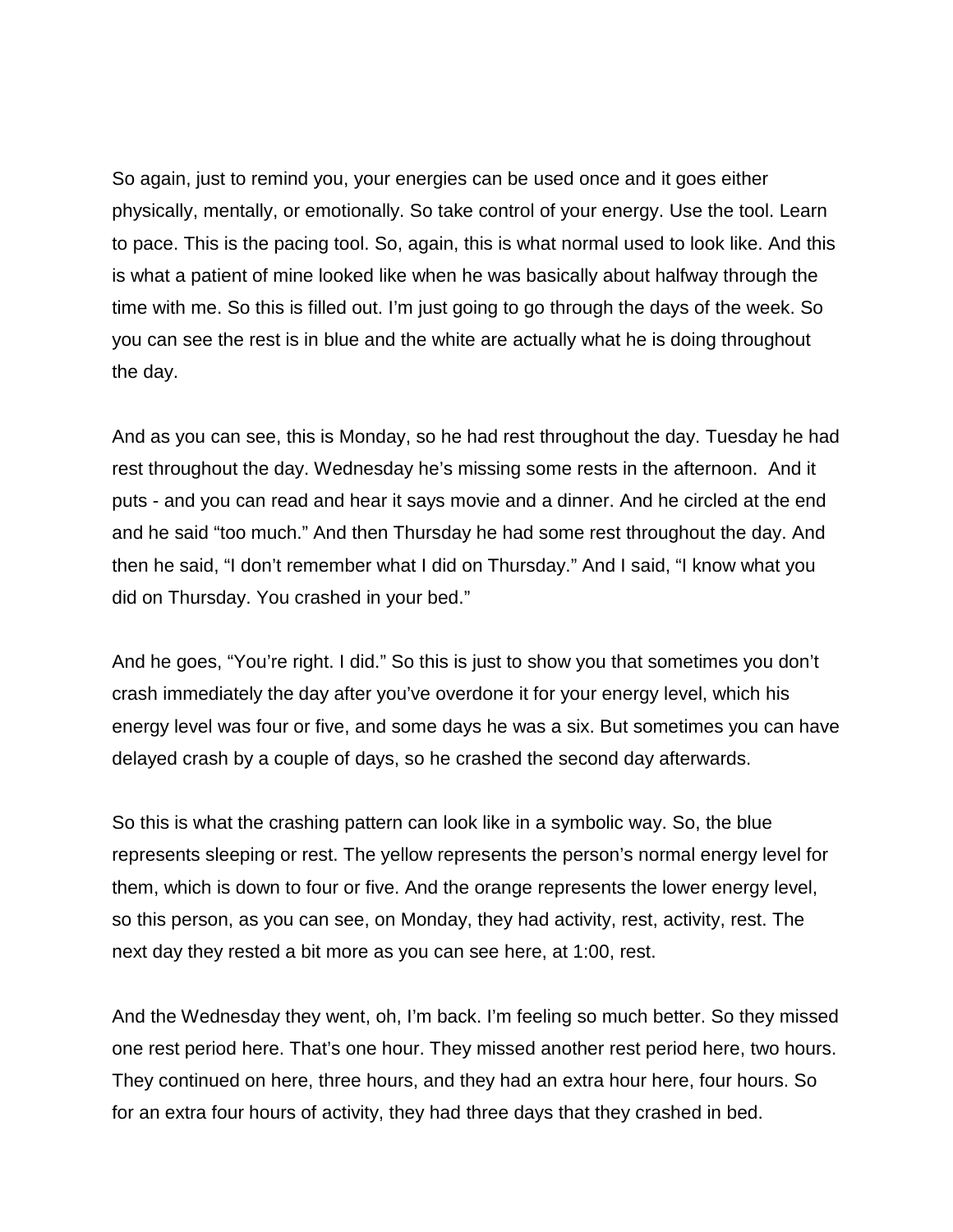So again, just to remind you, your energies can be used once and it goes either physically, mentally, or emotionally. So take control of your energy. Use the tool. Learn to pace. This is the pacing tool. So, again, this is what normal used to look like. And this is what a patient of mine looked like when he was basically about halfway through the time with me. So this is filled out. I'm just going to go through the days of the week. So you can see the rest is in blue and the white are actually what he is doing throughout the day.

And as you can see, this is Monday, so he had rest throughout the day. Tuesday he had rest throughout the day. Wednesday he's missing some rests in the afternoon. And it puts - and you can read and hear it says movie and a dinner. And he circled at the end and he said "too much." And then Thursday he had some rest throughout the day. And then he said, "I don't remember what I did on Thursday." And I said, "I know what you did on Thursday. You crashed in your bed."

And he goes, "You're right. I did." So this is just to show you that sometimes you don't crash immediately the day after you've overdone it for your energy level, which his energy level was four or five, and some days he was a six. But sometimes you can have delayed crash by a couple of days, so he crashed the second day afterwards.

So this is what the crashing pattern can look like in a symbolic way. So, the blue represents sleeping or rest. The yellow represents the person's normal energy level for them, which is down to four or five. And the orange represents the lower energy level, so this person, as you can see, on Monday, they had activity, rest, activity, rest. The next day they rested a bit more as you can see here, at 1:00, rest.

And the Wednesday they went, oh, I'm back. I'm feeling so much better. So they missed one rest period here. That's one hour. They missed another rest period here, two hours. They continued on here, three hours, and they had an extra hour here, four hours. So for an extra four hours of activity, they had three days that they crashed in bed.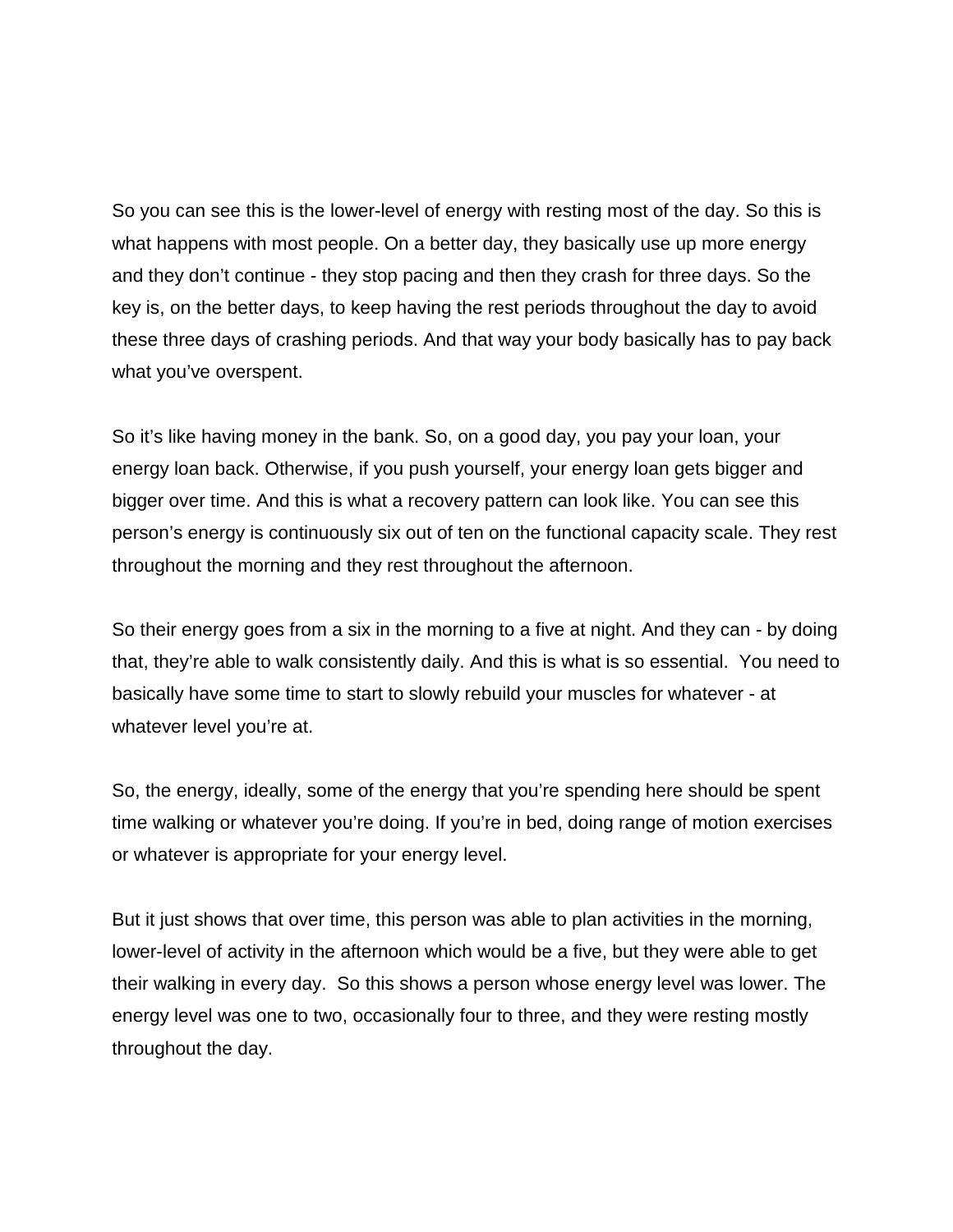So you can see this is the lower-level of energy with resting most of the day. So this is what happens with most people. On a better day, they basically use up more energy and they don't continue - they stop pacing and then they crash for three days. So the key is, on the better days, to keep having the rest periods throughout the day to avoid these three days of crashing periods. And that way your body basically has to pay back what you've overspent.

So it's like having money in the bank. So, on a good day, you pay your loan, your energy loan back. Otherwise, if you push yourself, your energy loan gets bigger and bigger over time. And this is what a recovery pattern can look like. You can see this person's energy is continuously six out of ten on the functional capacity scale. They rest throughout the morning and they rest throughout the afternoon.

So their energy goes from a six in the morning to a five at night. And they can - by doing that, they're able to walk consistently daily. And this is what is so essential. You need to basically have some time to start to slowly rebuild your muscles for whatever - at whatever level you're at.

So, the energy, ideally, some of the energy that you're spending here should be spent time walking or whatever you're doing. If you're in bed, doing range of motion exercises or whatever is appropriate for your energy level.

But it just shows that over time, this person was able to plan activities in the morning, lower-level of activity in the afternoon which would be a five, but they were able to get their walking in every day. So this shows a person whose energy level was lower. The energy level was one to two, occasionally four to three, and they were resting mostly throughout the day.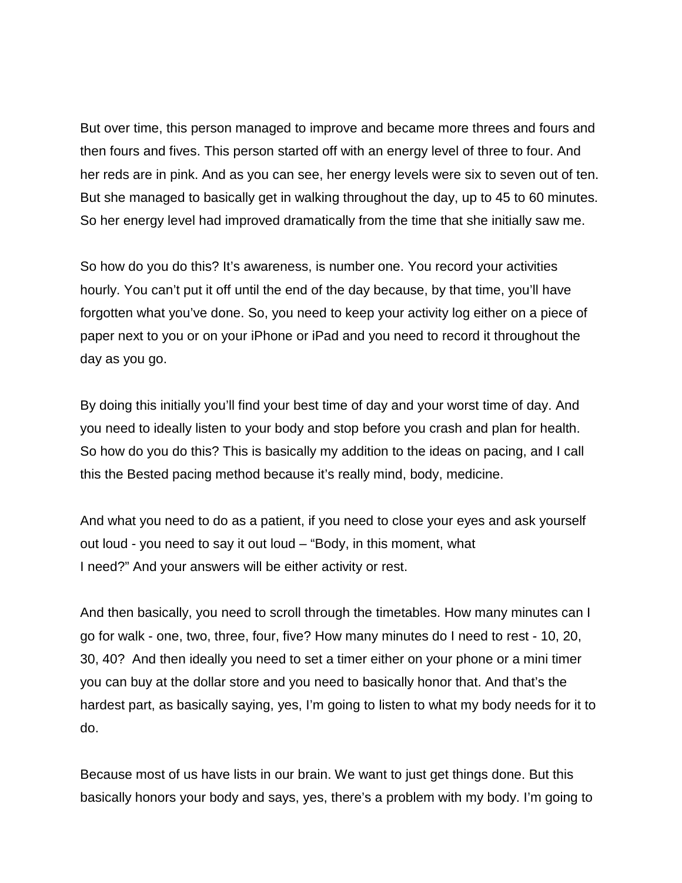But over time, this person managed to improve and became more threes and fours and then fours and fives. This person started off with an energy level of three to four. And her reds are in pink. And as you can see, her energy levels were six to seven out of ten. But she managed to basically get in walking throughout the day, up to 45 to 60 minutes. So her energy level had improved dramatically from the time that she initially saw me.

So how do you do this? It's awareness, is number one. You record your activities hourly. You can't put it off until the end of the day because, by that time, you'll have forgotten what you've done. So, you need to keep your activity log either on a piece of paper next to you or on your iPhone or iPad and you need to record it throughout the day as you go.

By doing this initially you'll find your best time of day and your worst time of day. And you need to ideally listen to your body and stop before you crash and plan for health. So how do you do this? This is basically my addition to the ideas on pacing, and I call this the Bested pacing method because it's really mind, body, medicine.

And what you need to do as a patient, if you need to close your eyes and ask yourself out loud - you need to say it out loud – "Body, in this moment, what I need?" And your answers will be either activity or rest.

And then basically, you need to scroll through the timetables. How many minutes can I go for walk - one, two, three, four, five? How many minutes do I need to rest - 10, 20, 30, 40? And then ideally you need to set a timer either on your phone or a mini timer you can buy at the dollar store and you need to basically honor that. And that's the hardest part, as basically saying, yes, I'm going to listen to what my body needs for it to do.

Because most of us have lists in our brain. We want to just get things done. But this basically honors your body and says, yes, there's a problem with my body. I'm going to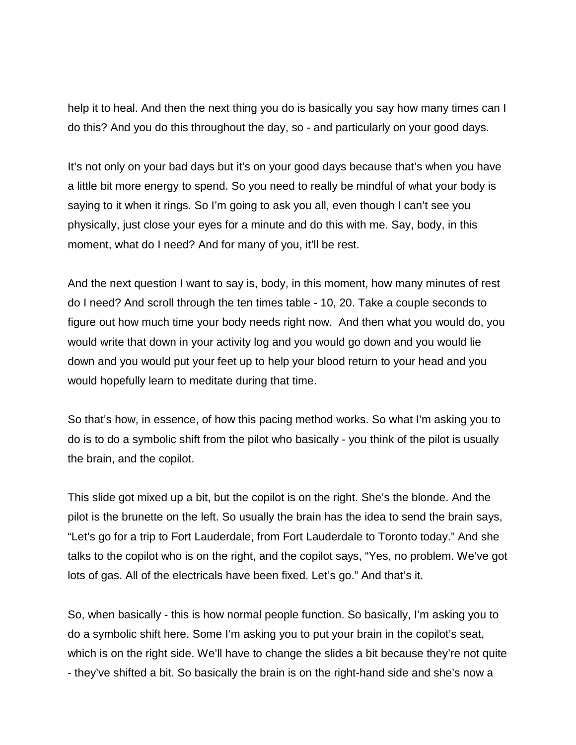help it to heal. And then the next thing you do is basically you say how many times can I do this? And you do this throughout the day, so - and particularly on your good days.

It's not only on your bad days but it's on your good days because that's when you have a little bit more energy to spend. So you need to really be mindful of what your body is saying to it when it rings. So I'm going to ask you all, even though I can't see you physically, just close your eyes for a minute and do this with me. Say, body, in this moment, what do I need? And for many of you, it'll be rest.

And the next question I want to say is, body, in this moment, how many minutes of rest do I need? And scroll through the ten times table - 10, 20. Take a couple seconds to figure out how much time your body needs right now.  And then what you would do, you would write that down in your activity log and you would go down and you would lie down and you would put your feet up to help your blood return to your head and you would hopefully learn to meditate during that time.

So that's how, in essence, of how this pacing method works. So what I'm asking you to do is to do a symbolic shift from the pilot who basically - you think of the pilot is usually the brain, and the copilot.

This slide got mixed up a bit, but the copilot is on the right. She's the blonde. And the pilot is the brunette on the left. So usually the brain has the idea to send the brain says, "Let's go for a trip to Fort Lauderdale, from Fort Lauderdale to Toronto today." And she talks to the copilot who is on the right, and the copilot says, "Yes, no problem. We've got lots of gas. All of the electricals have been fixed. Let's go." And that's it.

So, when basically - this is how normal people function. So basically, I'm asking you to do a symbolic shift here. Some I'm asking you to put your brain in the copilot's seat, which is on the right side. We'll have to change the slides a bit because they're not quite - they've shifted a bit. So basically the brain is on the right-hand side and she's now a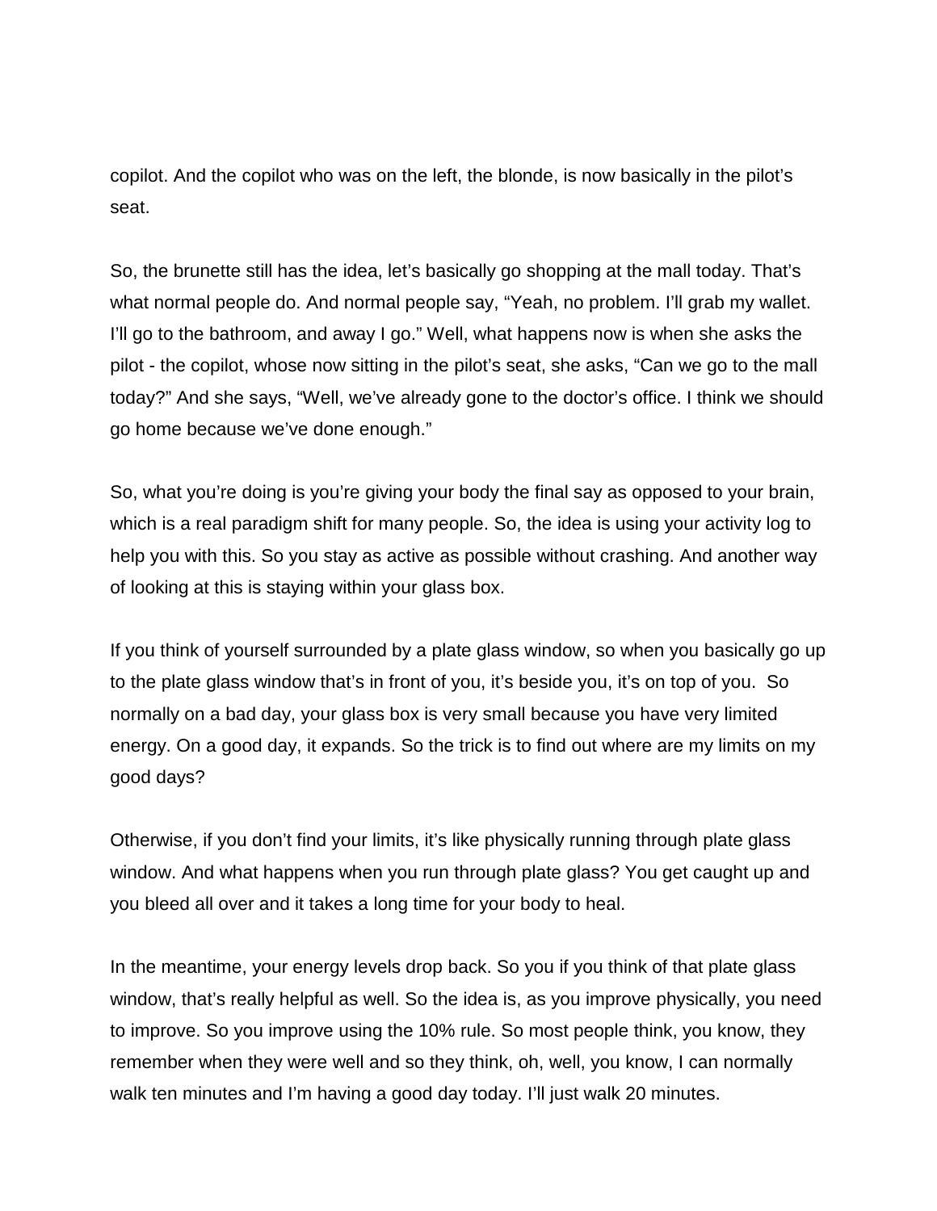copilot. And the copilot who was on the left, the blonde, is now basically in the pilot's seat.

So, the brunette still has the idea, let's basically go shopping at the mall today. That's what normal people do. And normal people say, "Yeah, no problem. I'll grab my wallet. I'll go to the bathroom, and away I go." Well, what happens now is when she asks the pilot - the copilot, whose now sitting in the pilot's seat, she asks, "Can we go to the mall today?" And she says, "Well, we've already gone to the doctor's office. I think we should go home because we've done enough."

So, what you're doing is you're giving your body the final say as opposed to your brain, which is a real paradigm shift for many people. So, the idea is using your activity log to help you with this. So you stay as active as possible without crashing. And another way of looking at this is staying within your glass box.

If you think of yourself surrounded by a plate glass window, so when you basically go up to the plate glass window that's in front of you, it's beside you, it's on top of you. So normally on a bad day, your glass box is very small because you have very limited energy. On a good day, it expands. So the trick is to find out where are my limits on my good days?

Otherwise, if you don't find your limits, it's like physically running through plate glass window. And what happens when you run through plate glass? You get caught up and you bleed all over and it takes a long time for your body to heal.

In the meantime, your energy levels drop back. So you if you think of that plate glass window, that's really helpful as well. So the idea is, as you improve physically, you need to improve. So you improve using the 10% rule. So most people think, you know, they remember when they were well and so they think, oh, well, you know, I can normally walk ten minutes and I'm having a good day today. I'll just walk 20 minutes.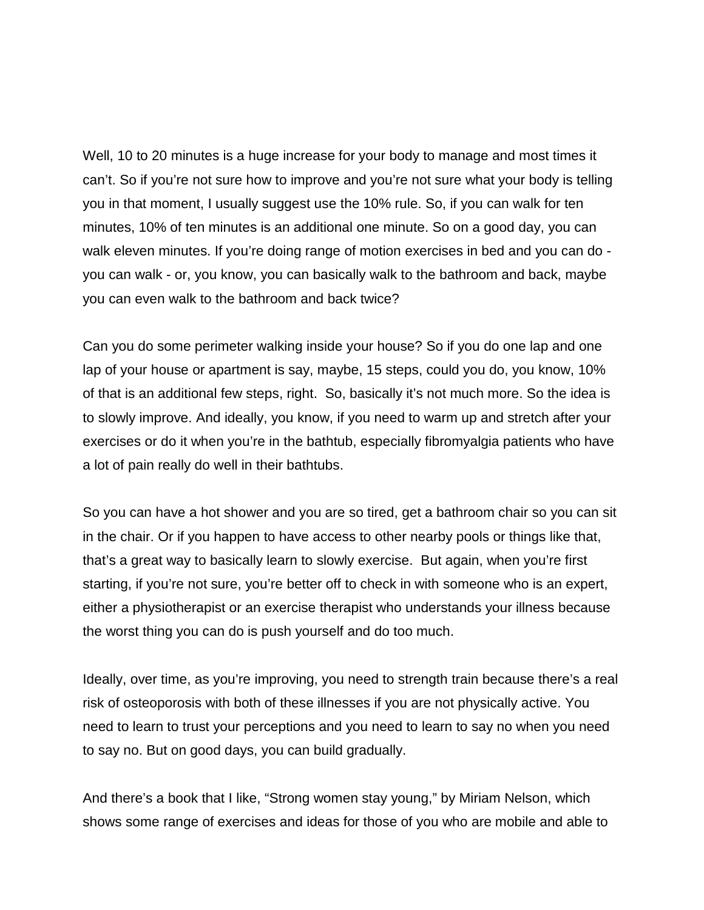Well, 10 to 20 minutes is a huge increase for your body to manage and most times it can't. So if you're not sure how to improve and you're not sure what your body is telling you in that moment, I usually suggest use the 10% rule. So, if you can walk for ten minutes, 10% of ten minutes is an additional one minute. So on a good day, you can walk eleven minutes. If you're doing range of motion exercises in bed and you can do - you can walk - or, you know, you can basically walk to the bathroom and back, maybe you can even walk to the bathroom and back twice?

Can you do some perimeter walking inside your house? So if you do one lap and one lap of your house or apartment is say, maybe, 15 steps, could you do, you know, 10% of that is an additional few steps, right. So, basically it's not much more. So the idea is to slowly improve. And ideally, you know, if you need to warm up and stretch after your exercises or do it when you're in the bathtub, especially fibromyalgia patients who have a lot of pain really do well in their bathtubs.

So you can have a hot shower and you are so tired, get a bathroom chair so you can sit in the chair. Or if you happen to have access to other nearby pools or things like that, that's a great way to basically learn to slowly exercise. But again, when you're first starting, if you're not sure, you're better off to check in with someone who is an expert, either a physiotherapist or an exercise therapist who understands your illness because the worst thing you can do is push yourself and do too much.

Ideally, over time, as you're improving, you need to strength train because there's a real risk of osteoporosis with both of these illnesses if you are not physically active. You need to learn to trust your perceptions and you need to learn to say no when you need to say no. But on good days, you can build gradually.

And there's a book that I like, "Strong women stay young," by Miriam Nelson, which shows some range of exercises and ideas for those of you who are mobile and able to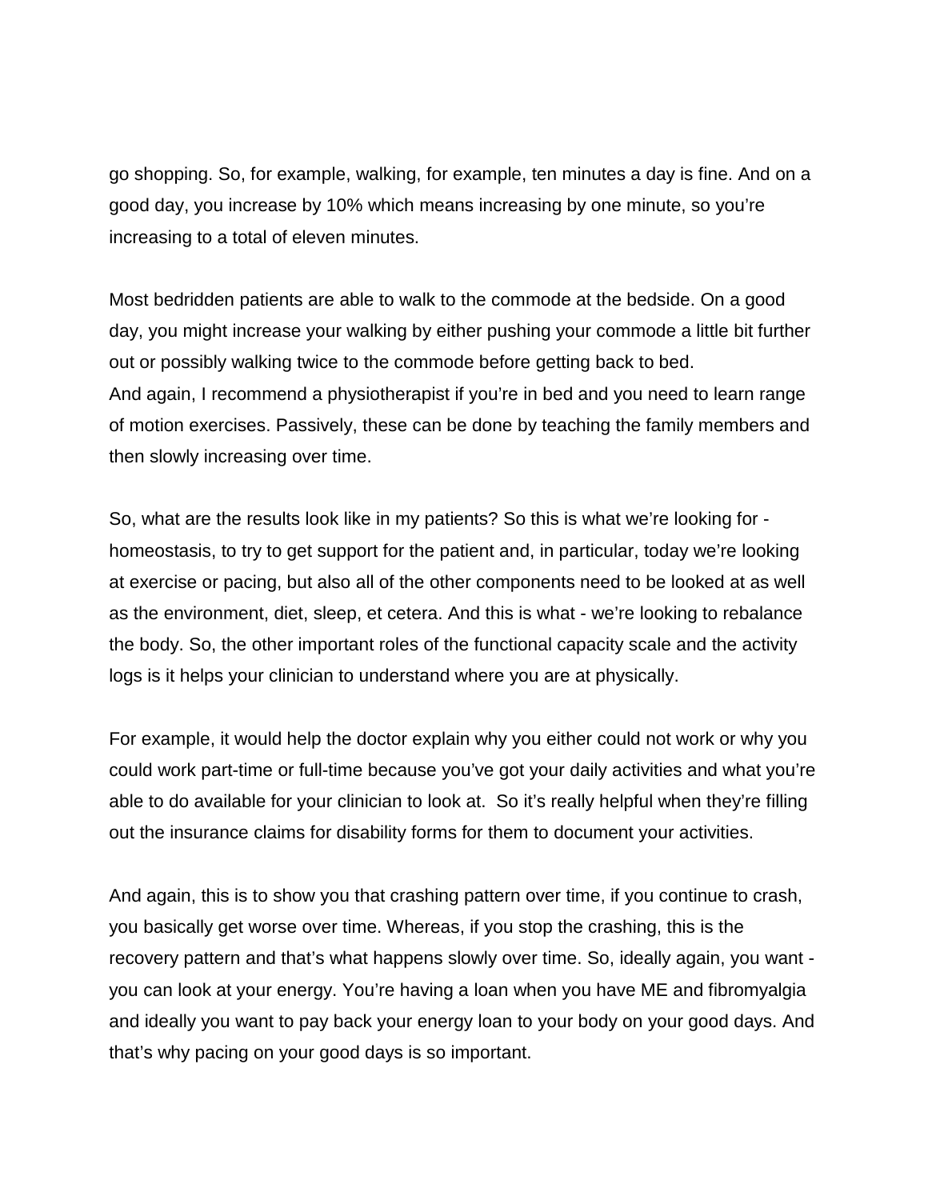go shopping. So, for example, walking, for example, ten minutes a day is fine. And on a good day, you increase by 10% which means increasing by one minute, so you're increasing to a total of eleven minutes.

Most bedridden patients are able to walk to the commode at the bedside. On a good day, you might increase your walking by either pushing your commode a little bit further out or possibly walking twice to the commode before getting back to bed.
And again, I recommend a physiotherapist if you're in bed and you need to learn range of motion exercises. Passively, these can be done by teaching the family members and then slowly increasing over time.

So, what are the results look like in my patients? So this is what we're looking for - homeostasis, to try to get support for the patient and, in particular, today we're looking at exercise or pacing, but also all of the other components need to be looked at as well as the environment, diet, sleep, et cetera. And this is what - we're looking to rebalance the body. So, the other important roles of the functional capacity scale and the activity logs is it helps your clinician to understand where you are at physically.

For example, it would help the doctor explain why you either could not work or why you could work part-time or full-time because you've got your daily activities and what you're able to do available for your clinician to look at. So it's really helpful when they're filling out the insurance claims for disability forms for them to document your activities.

And again, this is to show you that crashing pattern over time, if you continue to crash, you basically get worse over time. Whereas, if you stop the crashing, this is the recovery pattern and that's what happens slowly over time. So, ideally again, you want - you can look at your energy. You're having a loan when you have ME and fibromyalgia and ideally you want to pay back your energy loan to your body on your good days. And that's why pacing on your good days is so important.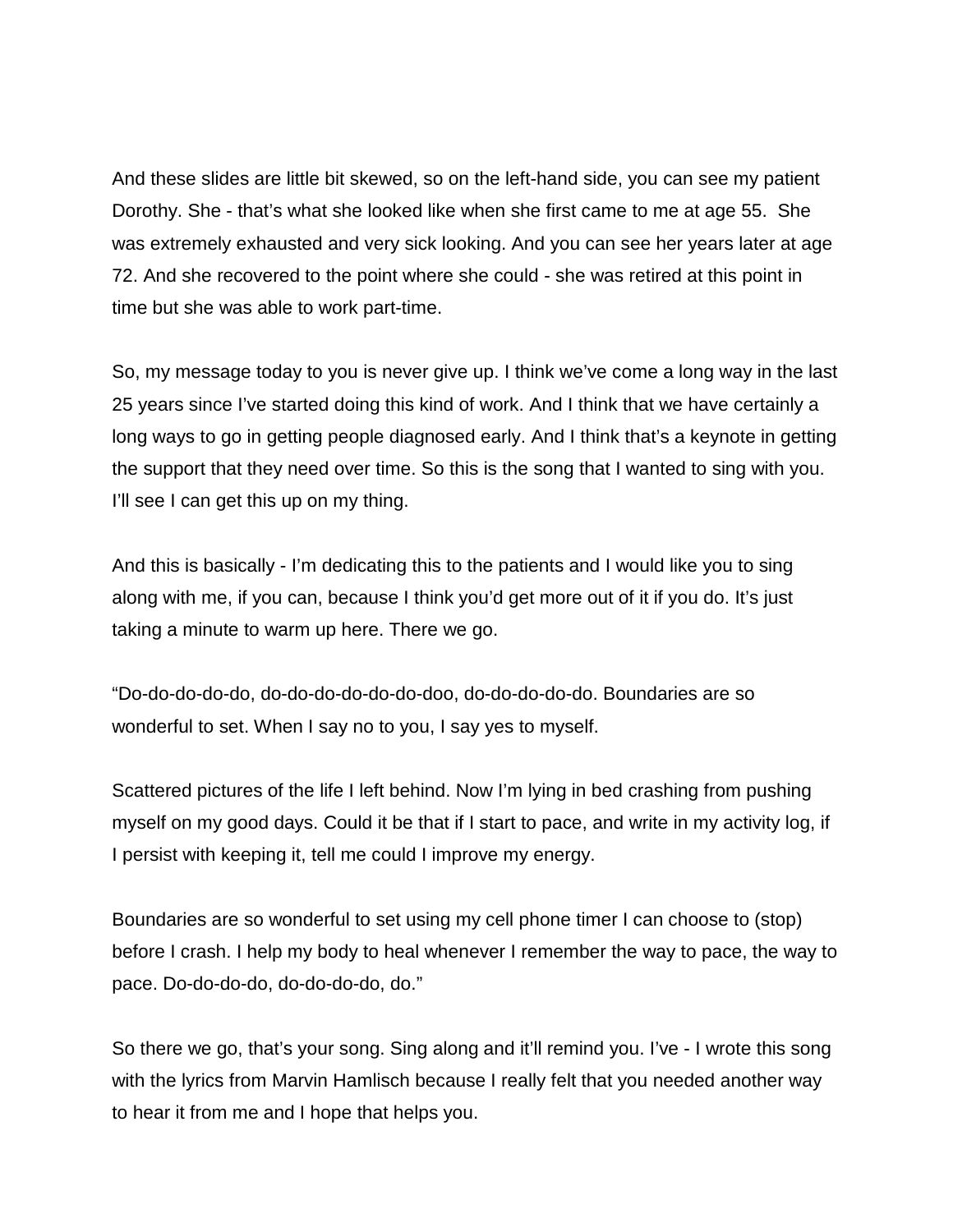And these slides are little bit skewed, so on the left-hand side, you can see my patient Dorothy. She - that's what she looked like when she first came to me at age 55. She was extremely exhausted and very sick looking. And you can see her years later at age 72. And she recovered to the point where she could - she was retired at this point in time but she was able to work part-time.

So, my message today to you is never give up. I think we've come a long way in the last 25 years since I've started doing this kind of work. And I think that we have certainly a long ways to go in getting people diagnosed early. And I think that's a keynote in getting the support that they need over time. So this is the song that I wanted to sing with you. I'll see I can get this up on my thing.

And this is basically - I'm dedicating this to the patients and I would like you to sing along with me, if you can, because I think you'd get more out of it if you do. It's just taking a minute to warm up here. There we go.

"Do-do-do-do-do, do-do-do-do-do-do-doo, do-do-do-do-do. Boundaries are so wonderful to set. When I say no to you, I say yes to myself.

Scattered pictures of the life I left behind. Now I'm lying in bed crashing from pushing myself on my good days. Could it be that if I start to pace, and write in my activity log, if I persist with keeping it, tell me could I improve my energy.

Boundaries are so wonderful to set using my cell phone timer I can choose to (stop) before I crash. I help my body to heal whenever I remember the way to pace, the way to pace. Do-do-do-do, do-do-do-do, do."

So there we go, that's your song. Sing along and it'll remind you. I've - I wrote this song with the lyrics from Marvin Hamlisch because I really felt that you needed another way to hear it from me and I hope that helps you.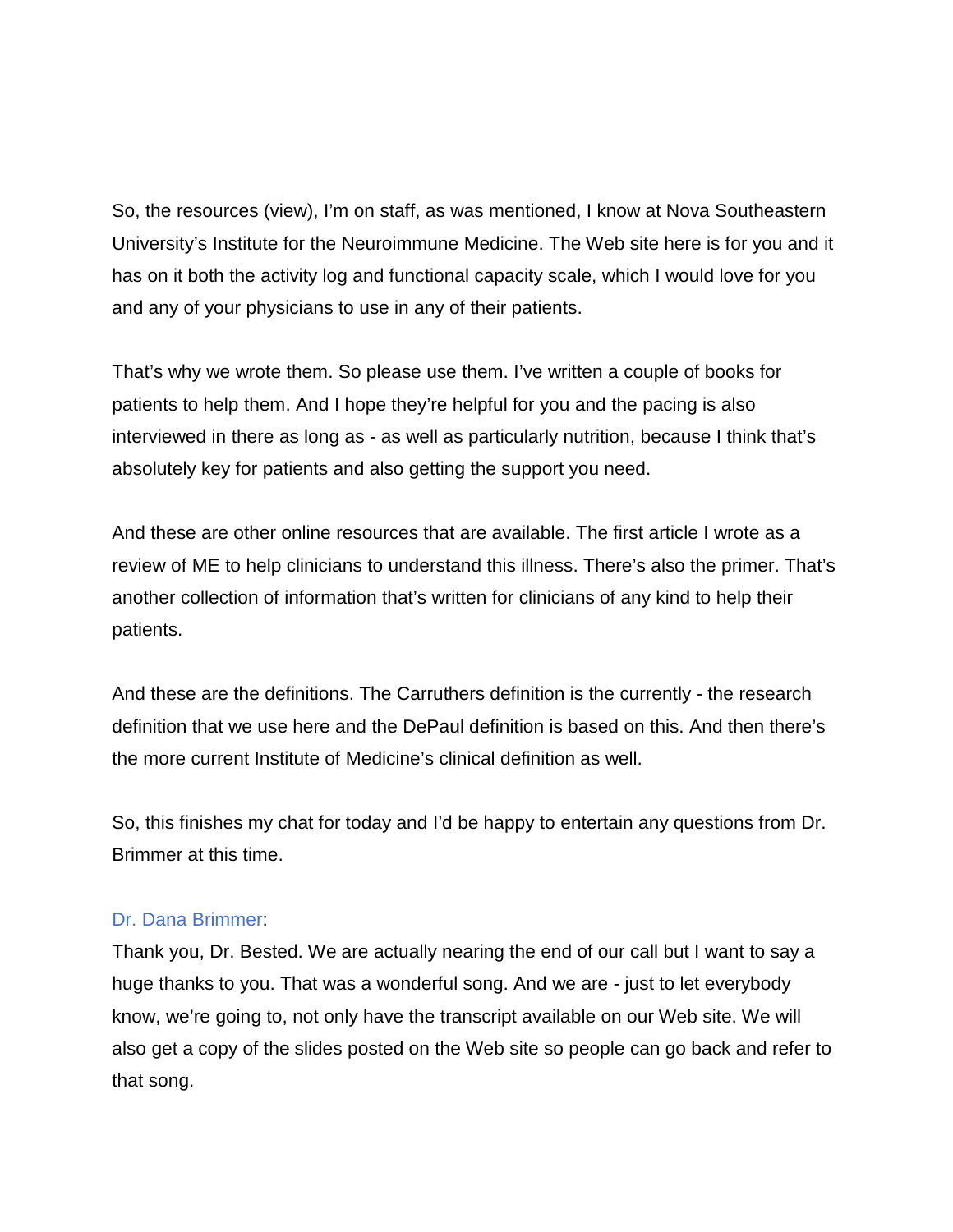So, the resources (view), I'm on staff, as was mentioned, I know at Nova Southeastern University's Institute for the Neuroimmune Medicine. The Web site here is for you and it has on it both the activity log and functional capacity scale, which I would love for you and any of your physicians to use in any of their patients.

That's why we wrote them. So please use them. I've written a couple of books for patients to help them. And I hope they're helpful for you and the pacing is also interviewed in there as long as - as well as particularly nutrition, because I think that's absolutely key for patients and also getting the support you need.

And these are other online resources that are available. The first article I wrote as a review of ME to help clinicians to understand this illness. There's also the primer. That's another collection of information that's written for clinicians of any kind to help their patients.

And these are the definitions. The Carruthers definition is the currently - the research definition that we use here and the DePaul definition is based on this. And then there's the more current Institute of Medicine's clinical definition as well.

So, this finishes my chat for today and I'd be happy to entertain any questions from Dr. Brimmer at this time.

Dr. Dana Brimmer:
Thank you, Dr. Bested. We are actually nearing the end of our call but I want to say a huge thanks to you. That was a wonderful song. And we are - just to let everybody know, we're going to, not only have the transcript available on our Web site. We will also get a copy of the slides posted on the Web site so people can go back and refer to that song.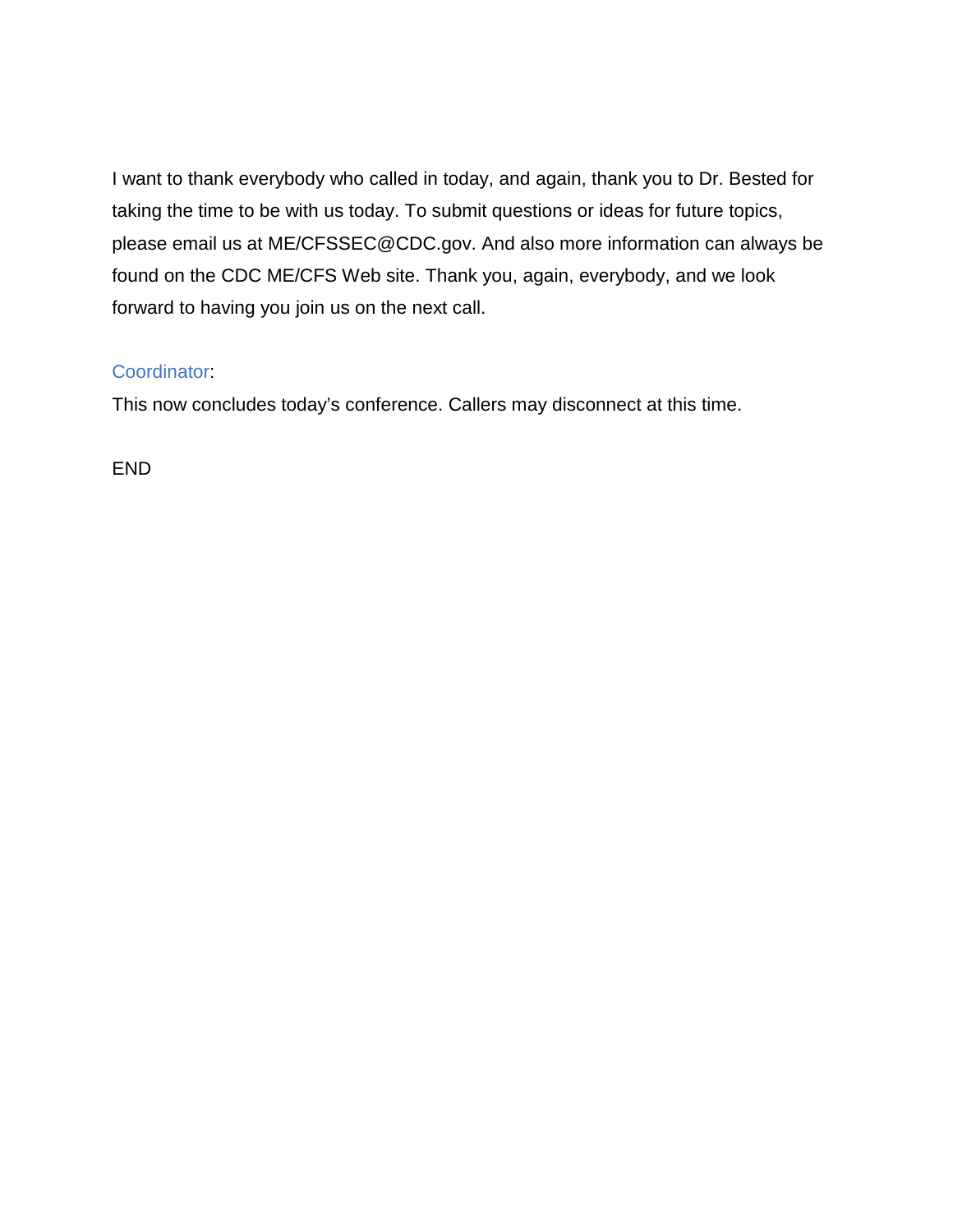I want to thank everybody who called in today, and again, thank you to Dr. Bested for taking the time to be with us today. To submit questions or ideas for future topics, please email us at ME/CFSSEC@CDC.gov. And also more information can always be found on the CDC ME/CFS Web site. Thank you, again, everybody, and we look forward to having you join us on the next call.

Coordinator:

This now concludes today's conference. Callers may disconnect at this time.

END